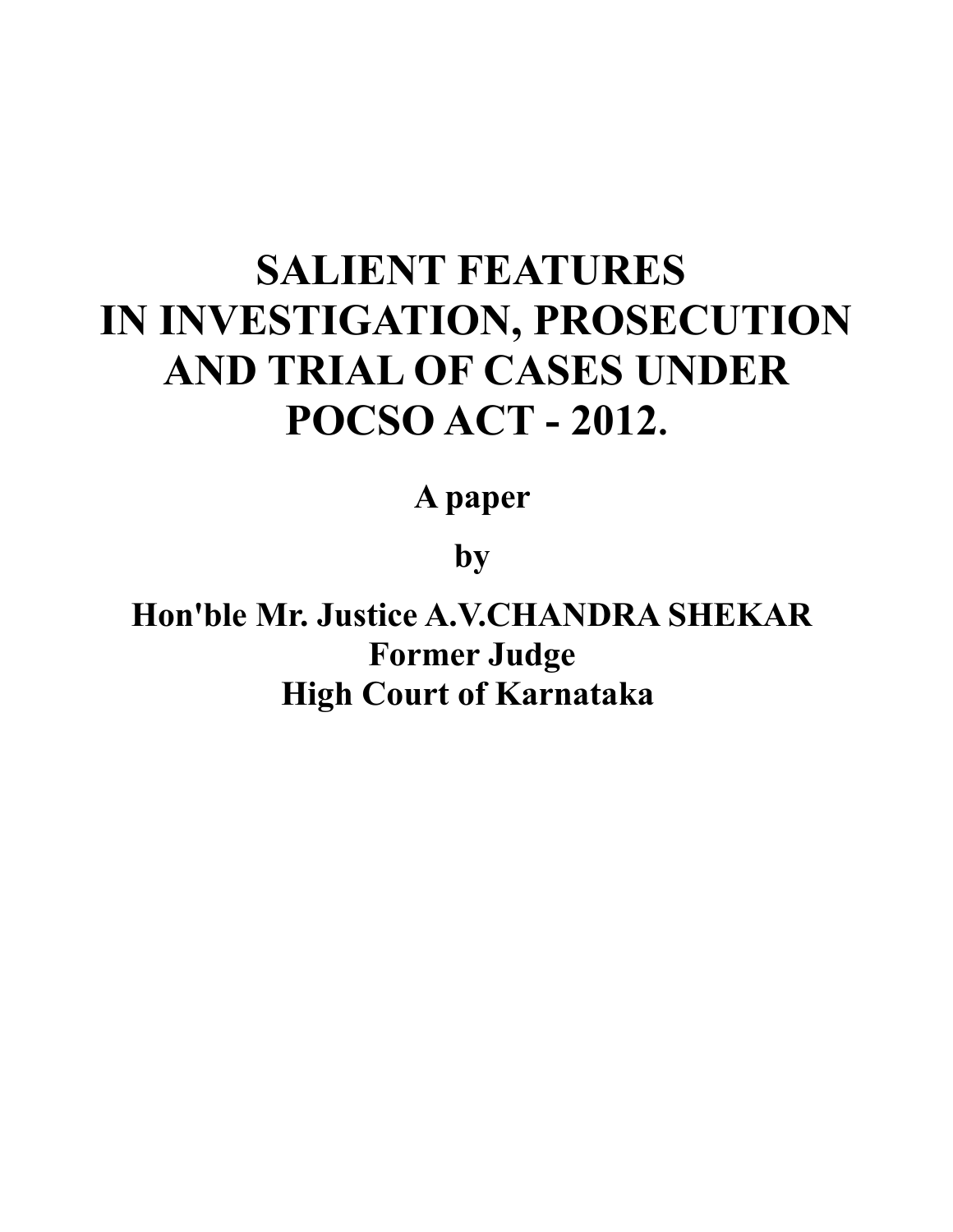# SALIENT FEATURES IN INVESTIGATION, PROSECUTION AND TRIAL OF CASES UNDER POCSO ACT - 2012.

**A paper**

**by**

**Hon'ble Mr. Justice A.V.CHANDRA SHEKAR**
**Former Judge**
**High Court of Karnataka**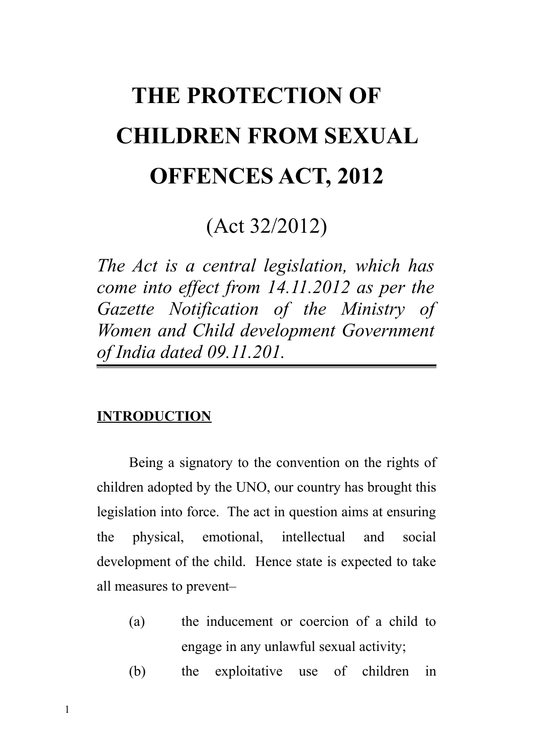# THE PROTECTION OF CHILDREN FROM SEXUAL OFFENCES ACT, 2012

(Act 32/2012)

*The Act is a central legislation, which has come into effect from 14.11.2012 as per the Gazette Notification of the Ministry of Women and Child development Government of India dated 09.11.201.*

---

## INTRODUCTION

Being a signatory to the convention on the rights of children adopted by the UNO, our country has brought this legislation into force. The act in question aims at ensuring the physical, emotional, intellectual and social development of the child. Hence state is expected to take all measures to prevent–

(a) the inducement or coercion of a child to engage in any unlawful sexual activity;

(b) the exploitative use of children in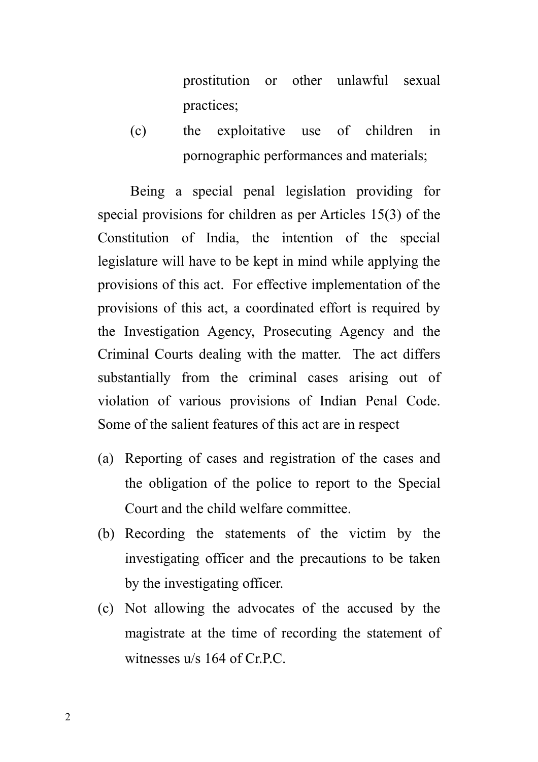prostitution or other unlawful sexual practices;

(c) the exploitative use of children in pornographic performances and materials;

Being a special penal legislation providing for special provisions for children as per Articles 15(3) of the Constitution of India, the intention of the special legislature will have to be kept in mind while applying the provisions of this act. For effective implementation of the provisions of this act, a coordinated effort is required by the Investigation Agency, Prosecuting Agency and the Criminal Courts dealing with the matter. The act differs substantially from the criminal cases arising out of violation of various provisions of Indian Penal Code. Some of the salient features of this act are in respect

(a) Reporting of cases and registration of the cases and the obligation of the police to report to the Special Court and the child welfare committee.

(b) Recording the statements of the victim by the investigating officer and the precautions to be taken by the investigating officer.

(c) Not allowing the advocates of the accused by the magistrate at the time of recording the statement of witnesses u/s 164 of Cr.P.C.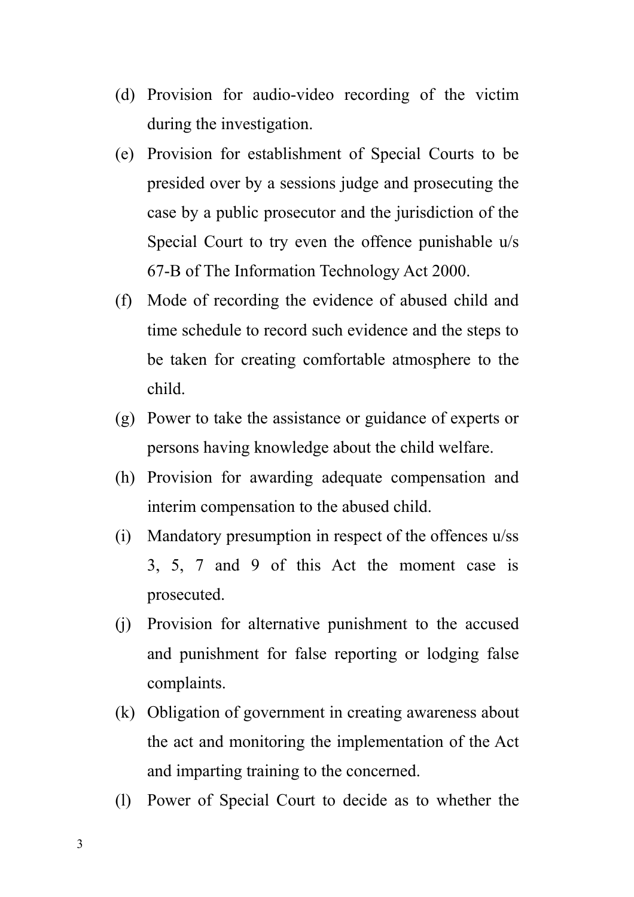(d) Provision for audio-video recording of the victim during the investigation.

(e) Provision for establishment of Special Courts to be presided over by a sessions judge and prosecuting the case by a public prosecutor and the jurisdiction of the Special Court to try even the offence punishable u/s 67-B of The Information Technology Act 2000.

(f) Mode of recording the evidence of abused child and time schedule to record such evidence and the steps to be taken for creating comfortable atmosphere to the child.

(g) Power to take the assistance or guidance of experts or persons having knowledge about the child welfare.

(h) Provision for awarding adequate compensation and interim compensation to the abused child.

(i) Mandatory presumption in respect of the offences u/ss 3, 5, 7 and 9 of this Act the moment case is prosecuted.

(j) Provision for alternative punishment to the accused and punishment for false reporting or lodging false complaints.

(k) Obligation of government in creating awareness about the act and monitoring the implementation of the Act and imparting training to the concerned.

(l) Power of Special Court to decide as to whether the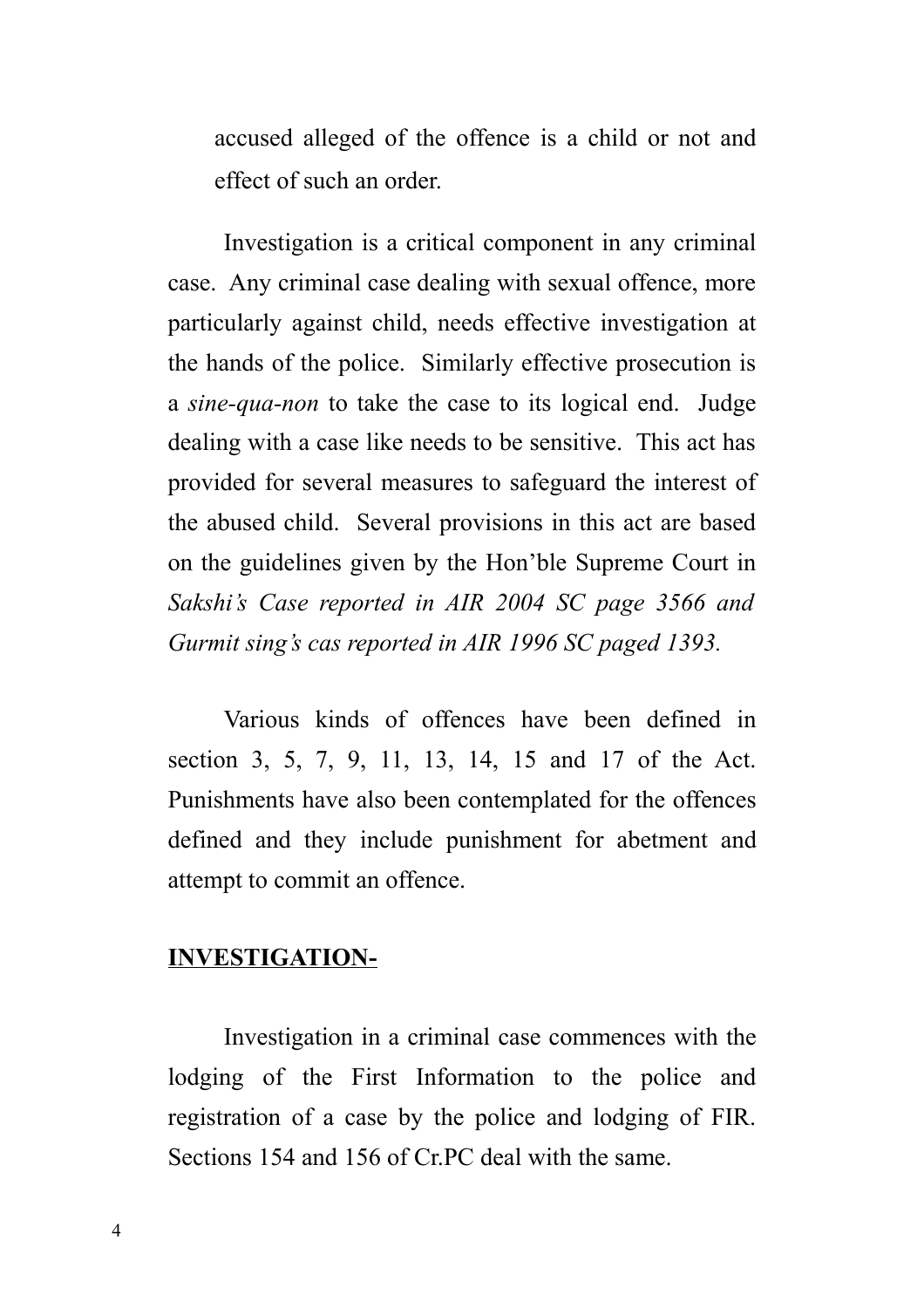accused alleged of the offence is a child or not and effect of such an order.

Investigation is a critical component in any criminal case. Any criminal case dealing with sexual offence, more particularly against child, needs effective investigation at the hands of the police. Similarly effective prosecution is a *sine-qua-non* to take the case to its logical end. Judge dealing with a case like needs to be sensitive. This act has provided for several measures to safeguard the interest of the abused child. Several provisions in this act are based on the guidelines given by the Hon'ble Supreme Court in *Sakshi's Case reported in AIR 2004 SC page 3566 and Gurmit sing's cas reported in AIR 1996 SC paged 1393.*

Various kinds of offences have been defined in section 3, 5, 7, 9, 11, 13, 14, 15 and 17 of the Act. Punishments have also been contemplated for the offences defined and they include punishment for abetment and attempt to commit an offence.

## INVESTIGATION-

Investigation in a criminal case commences with the lodging of the First Information to the police and registration of a case by the police and lodging of FIR. Sections 154 and 156 of Cr.PC deal with the same.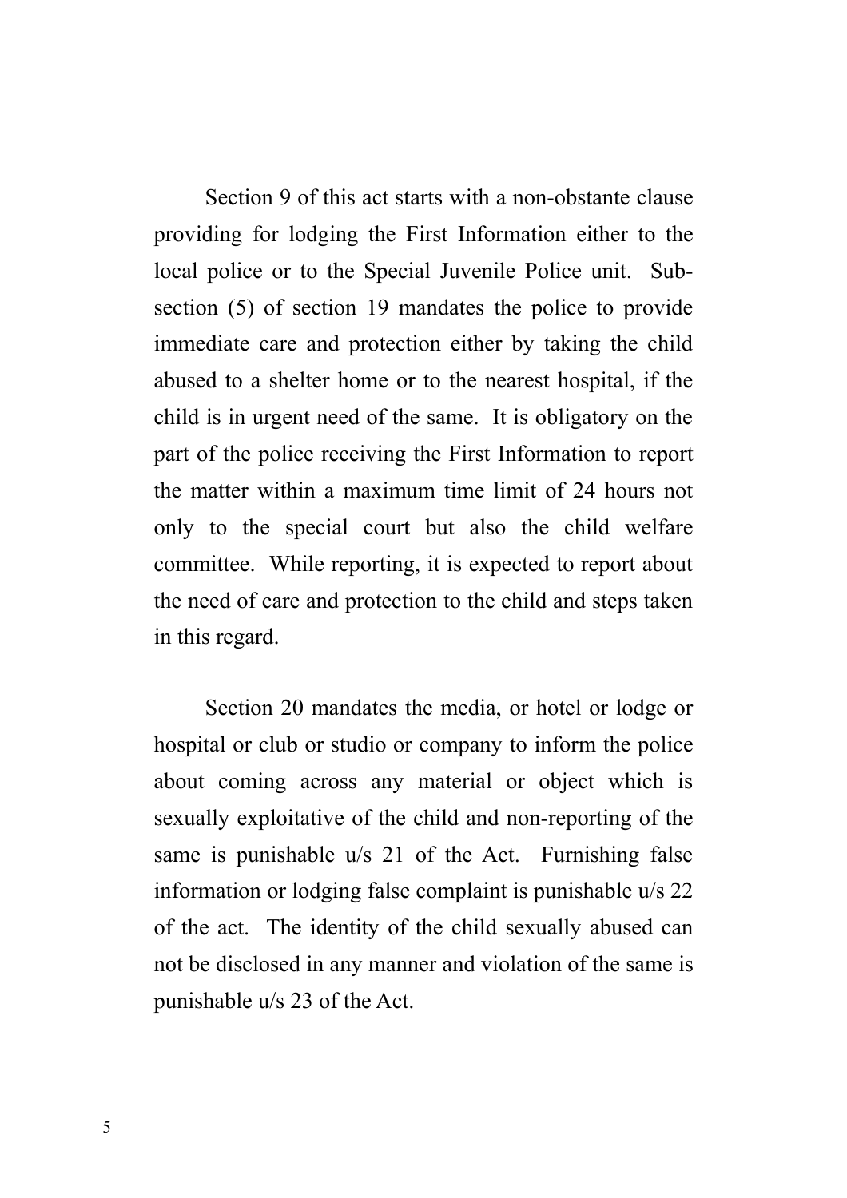Section 9 of this act starts with a non-obstante clause providing for lodging the First Information either to the local police or to the Special Juvenile Police unit. Sub-section (5) of section 19 mandates the police to provide immediate care and protection either by taking the child abused to a shelter home or to the nearest hospital, if the child is in urgent need of the same. It is obligatory on the part of the police receiving the First Information to report the matter within a maximum time limit of 24 hours not only to the special court but also the child welfare committee. While reporting, it is expected to report about the need of care and protection to the child and steps taken in this regard.

Section 20 mandates the media, or hotel or lodge or hospital or club or studio or company to inform the police about coming across any material or object which is sexually exploitative of the child and non-reporting of the same is punishable u/s 21 of the Act. Furnishing false information or lodging false complaint is punishable u/s 22 of the act. The identity of the child sexually abused can not be disclosed in any manner and violation of the same is punishable u/s 23 of the Act.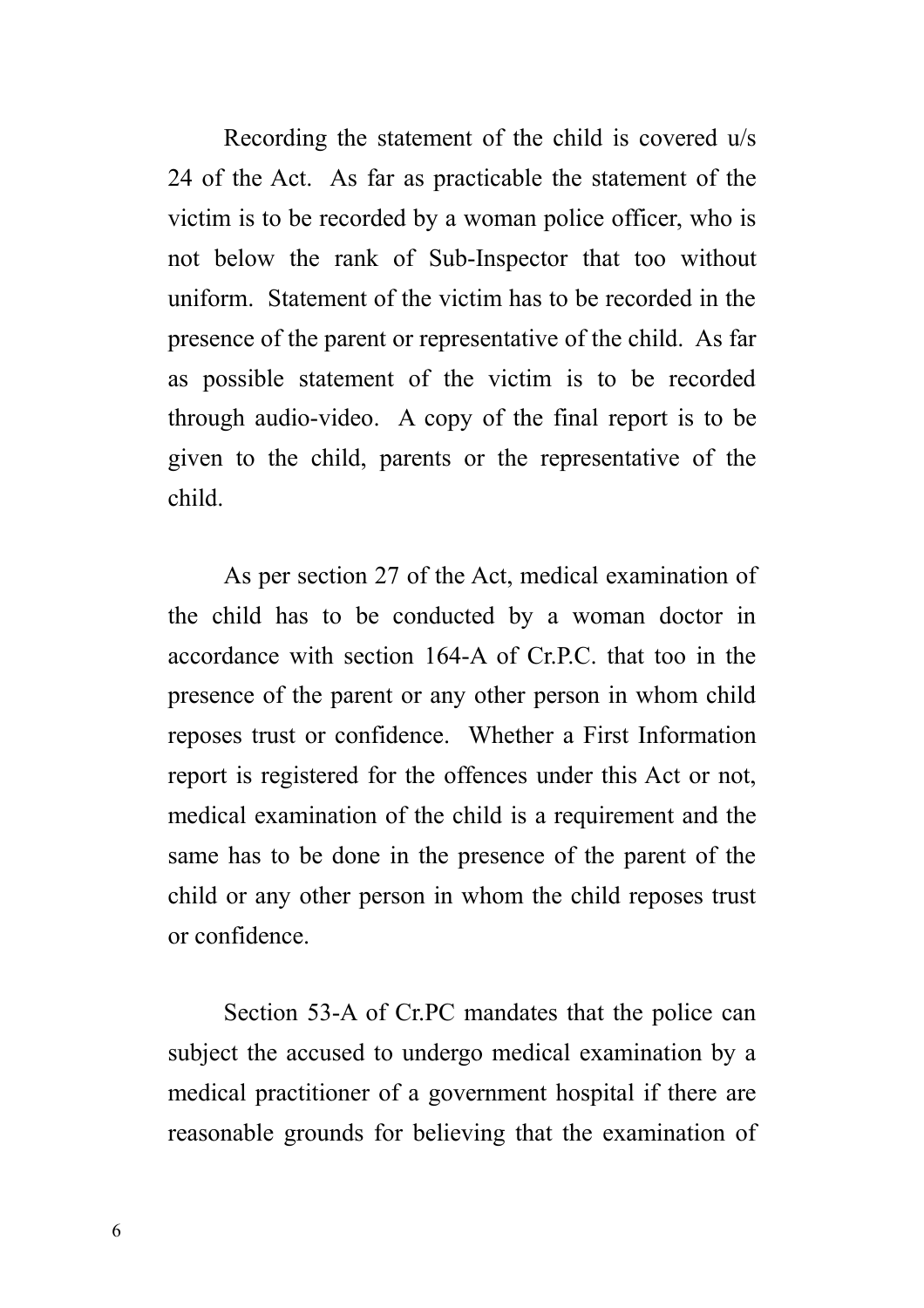Recording the statement of the child is covered u/s 24 of the Act. As far as practicable the statement of the victim is to be recorded by a woman police officer, who is not below the rank of Sub-Inspector that too without uniform. Statement of the victim has to be recorded in the presence of the parent or representative of the child. As far as possible statement of the victim is to be recorded through audio-video. A copy of the final report is to be given to the child, parents or the representative of the child.

As per section 27 of the Act, medical examination of the child has to be conducted by a woman doctor in accordance with section 164-A of Cr.P.C. that too in the presence of the parent or any other person in whom child reposes trust or confidence. Whether a First Information report is registered for the offences under this Act or not, medical examination of the child is a requirement and the same has to be done in the presence of the parent of the child or any other person in whom the child reposes trust or confidence.

Section 53-A of Cr.PC mandates that the police can subject the accused to undergo medical examination by a medical practitioner of a government hospital if there are reasonable grounds for believing that the examination of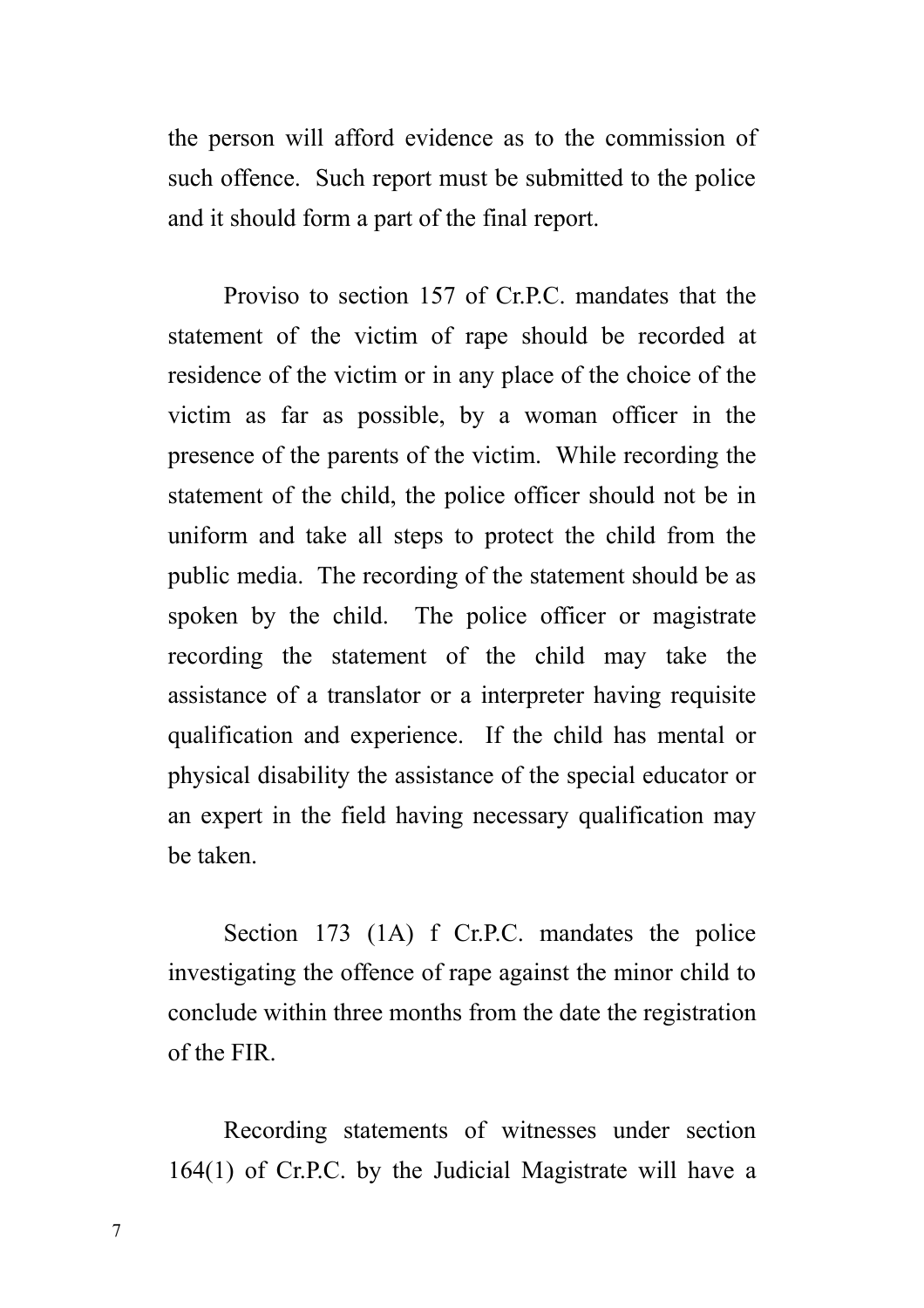the person will afford evidence as to the commission of such offence. Such report must be submitted to the police and it should form a part of the final report.

Proviso to section 157 of Cr.P.C. mandates that the statement of the victim of rape should be recorded at residence of the victim or in any place of the choice of the victim as far as possible, by a woman officer in the presence of the parents of the victim. While recording the statement of the child, the police officer should not be in uniform and take all steps to protect the child from the public media. The recording of the statement should be as spoken by the child. The police officer or magistrate recording the statement of the child may take the assistance of a translator or a interpreter having requisite qualification and experience. If the child has mental or physical disability the assistance of the special educator or an expert in the field having necessary qualification may be taken.

Section 173 (1A) f Cr.P.C. mandates the police investigating the offence of rape against the minor child to conclude within three months from the date the registration of the FIR.

Recording statements of witnesses under section 164(1) of Cr.P.C. by the Judicial Magistrate will have a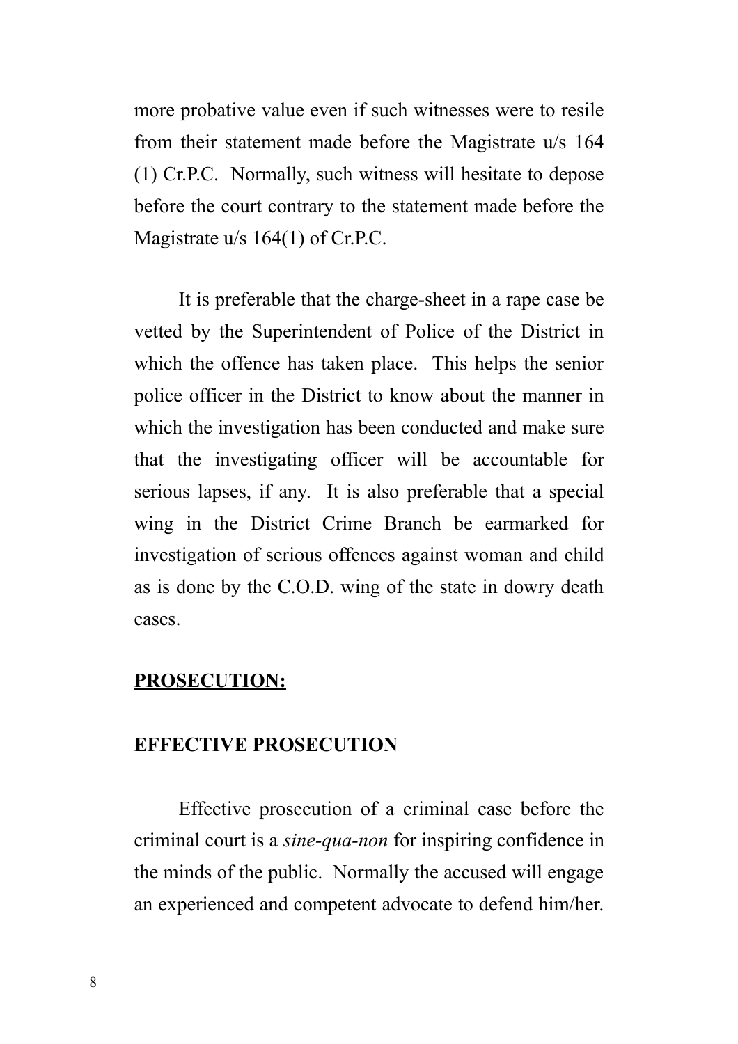more probative value even if such witnesses were to resile from their statement made before the Magistrate u/s 164 (1) Cr.P.C. Normally, such witness will hesitate to depose before the court contrary to the statement made before the Magistrate u/s 164(1) of Cr.P.C.

It is preferable that the charge-sheet in a rape case be vetted by the Superintendent of Police of the District in which the offence has taken place. This helps the senior police officer in the District to know about the manner in which the investigation has been conducted and make sure that the investigating officer will be accountable for serious lapses, if any. It is also preferable that a special wing in the District Crime Branch be earmarked for investigation of serious offences against woman and child as is done by the C.O.D. wing of the state in dowry death cases.

## **PROSECUTION:**

### **EFFECTIVE PROSECUTION**

Effective prosecution of a criminal case before the criminal court is a *sine-qua-non* for inspiring confidence in the minds of the public. Normally the accused will engage an experienced and competent advocate to defend him/her.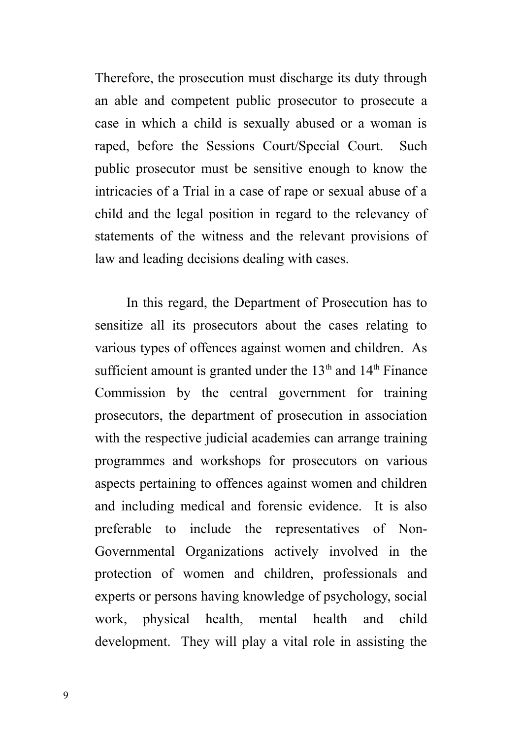Therefore, the prosecution must discharge its duty through an able and competent public prosecutor to prosecute a case in which a child is sexually abused or a woman is raped, before the Sessions Court/Special Court. Such public prosecutor must be sensitive enough to know the intricacies of a Trial in a case of rape or sexual abuse of a child and the legal position in regard to the relevancy of statements of the witness and the relevant provisions of law and leading decisions dealing with cases.

In this regard, the Department of Prosecution has to sensitize all its prosecutors about the cases relating to various types of offences against women and children. As sufficient amount is granted under the 13th and 14th Finance Commission by the central government for training prosecutors, the department of prosecution in association with the respective judicial academies can arrange training programmes and workshops for prosecutors on various aspects pertaining to offences against women and children and including medical and forensic evidence. It is also preferable to include the representatives of Non-Governmental Organizations actively involved in the protection of women and children, professionals and experts or persons having knowledge of psychology, social work, physical health, mental health and child development. They will play a vital role in assisting the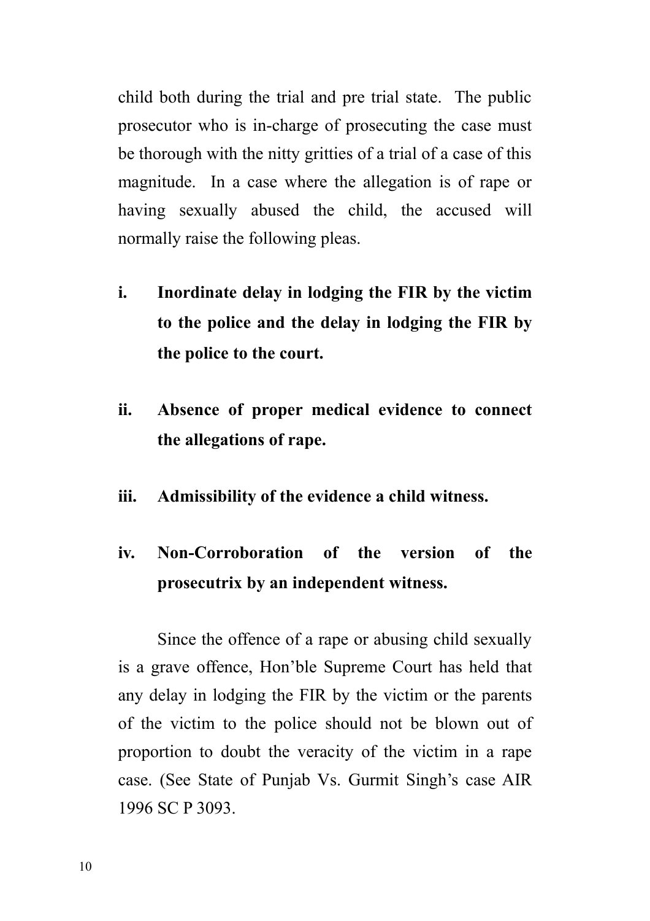child both during the trial and pre trial state. The public prosecutor who is in-charge of prosecuting the case must be thorough with the nitty gritties of a trial of a case of this magnitude. In a case where the allegation is of rape or having sexually abused the child, the accused will normally raise the following pleas.

i. **Inordinate delay in lodging the FIR by the victim to the police and the delay in lodging the FIR by the police to the court.**

ii. **Absence of proper medical evidence to connect the allegations of rape.**

iii. **Admissibility of the evidence a child witness.**

iv. **Non-Corroboration of the version of the prosecutrix by an independent witness.**

Since the offence of a rape or abusing child sexually is a grave offence, Hon'ble Supreme Court has held that any delay in lodging the FIR by the victim or the parents of the victim to the police should not be blown out of proportion to doubt the veracity of the victim in a rape case. (See State of Punjab Vs. Gurmit Singh's case AIR 1996 SC P 3093.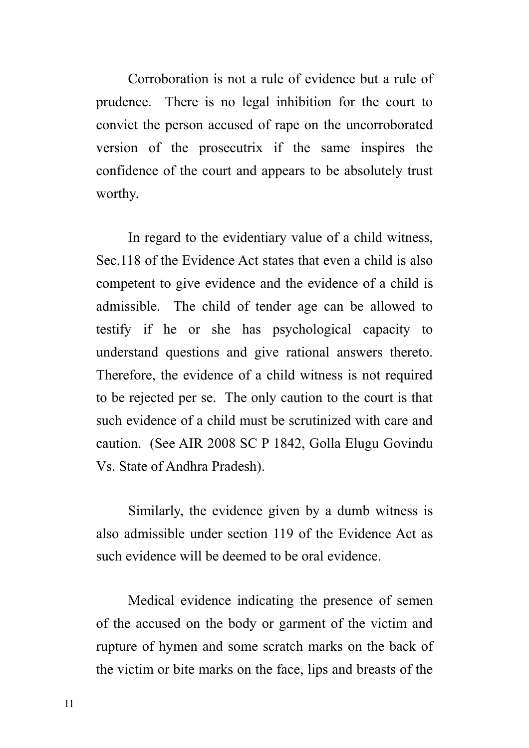Corroboration is not a rule of evidence but a rule of prudence. There is no legal inhibition for the court to convict the person accused of rape on the uncorroborated version of the prosecutrix if the same inspires the confidence of the court and appears to be absolutely trust worthy.

In regard to the evidentiary value of a child witness, Sec.118 of the Evidence Act states that even a child is also competent to give evidence and the evidence of a child is admissible. The child of tender age can be allowed to testify if he or she has psychological capacity to understand questions and give rational answers thereto. Therefore, the evidence of a child witness is not required to be rejected per se. The only caution to the court is that such evidence of a child must be scrutinized with care and caution. (See AIR 2008 SC P 1842, Golla Elugu Govindu Vs. State of Andhra Pradesh).

Similarly, the evidence given by a dumb witness is also admissible under section 119 of the Evidence Act as such evidence will be deemed to be oral evidence.

Medical evidence indicating the presence of semen of the accused on the body or garment of the victim and rupture of hymen and some scratch marks on the back of the victim or bite marks on the face, lips and breasts of the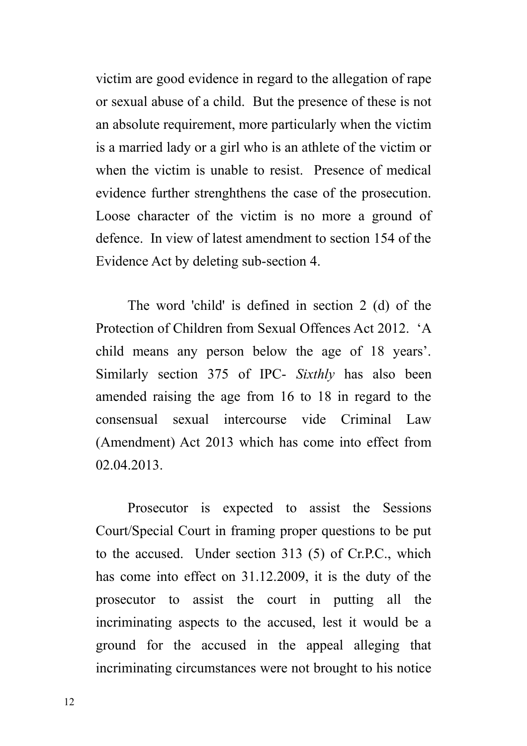victim are good evidence in regard to the allegation of rape or sexual abuse of a child. But the presence of these is not an absolute requirement, more particularly when the victim is a married lady or a girl who is an athlete of the victim or when the victim is unable to resist. Presence of medical evidence further strenghthens the case of the prosecution. Loose character of the victim is no more a ground of defence. In view of latest amendment to section 154 of the Evidence Act by deleting sub-section 4.

The word 'child' is defined in section 2 (d) of the Protection of Children from Sexual Offences Act 2012. ‘A child means any person below the age of 18 years’. Similarly section 375 of IPC- *Sixthly* has also been amended raising the age from 16 to 18 in regard to the consensual sexual intercourse vide Criminal Law (Amendment) Act 2013 which has come into effect from 02.04.2013.

Prosecutor is expected to assist the Sessions Court/Special Court in framing proper questions to be put to the accused. Under section 313 (5) of Cr.P.C., which has come into effect on 31.12.2009, it is the duty of the prosecutor to assist the court in putting all the incriminating aspects to the accused, lest it would be a ground for the accused in the appeal alleging that incriminating circumstances were not brought to his notice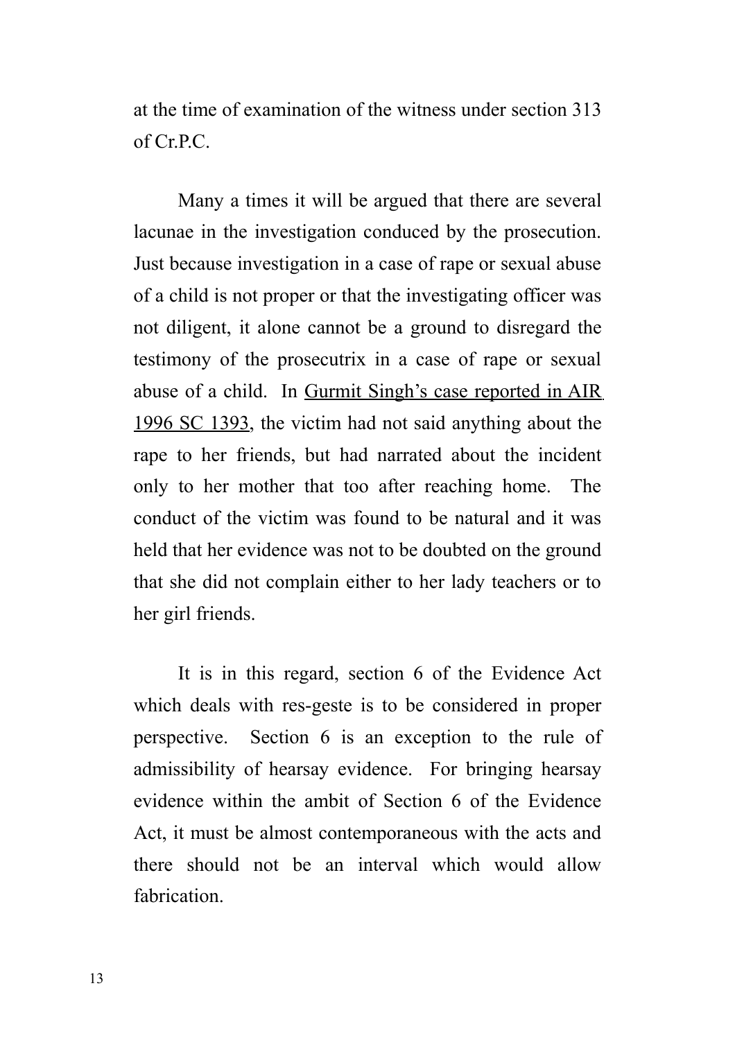at the time of examination of the witness under section 313 of Cr.P.C.

Many a times it will be argued that there are several lacunae in the investigation conduced by the prosecution. Just because investigation in a case of rape or sexual abuse of a child is not proper or that the investigating officer was not diligent, it alone cannot be a ground to disregard the testimony of the prosecutrix in a case of rape or sexual abuse of a child. In <u>Gurmit Singh's case reported in AIR 1996 SC 1393</u>, the victim had not said anything about the rape to her friends, but had narrated about the incident only to her mother that too after reaching home. The conduct of the victim was found to be natural and it was held that her evidence was not to be doubted on the ground that she did not complain either to her lady teachers or to her girl friends.

It is in this regard, section 6 of the Evidence Act which deals with res-geste is to be considered in proper perspective. Section 6 is an exception to the rule of admissibility of hearsay evidence. For bringing hearsay evidence within the ambit of Section 6 of the Evidence Act, it must be almost contemporaneous with the acts and there should not be an interval which would allow fabrication.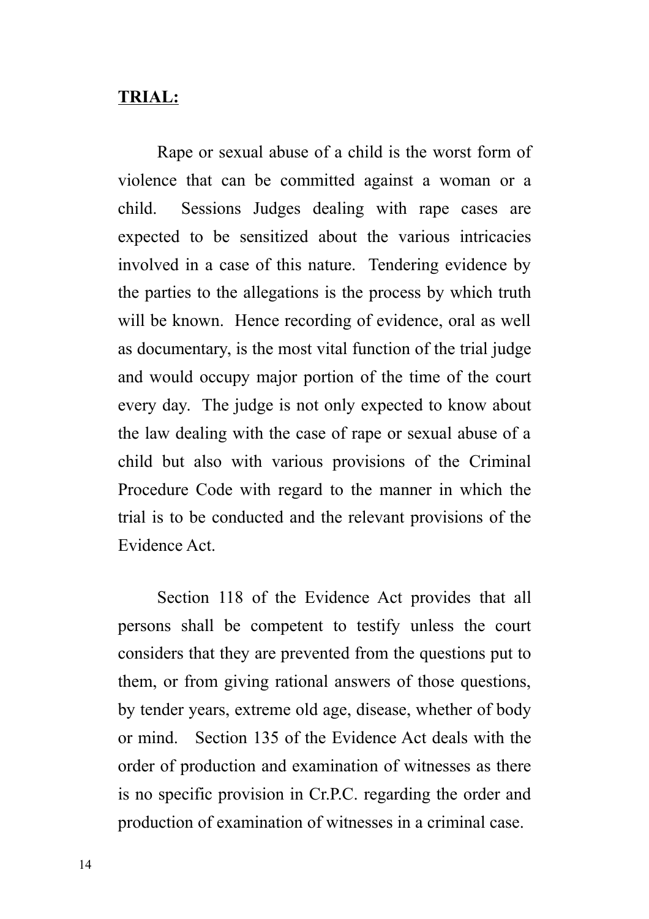**TRIAL:**

Rape or sexual abuse of a child is the worst form of violence that can be committed against a woman or a child. Sessions Judges dealing with rape cases are expected to be sensitized about the various intricacies involved in a case of this nature. Tendering evidence by the parties to the allegations is the process by which truth will be known. Hence recording of evidence, oral as well as documentary, is the most vital function of the trial judge and would occupy major portion of the time of the court every day. The judge is not only expected to know about the law dealing with the case of rape or sexual abuse of a child but also with various provisions of the Criminal Procedure Code with regard to the manner in which the trial is to be conducted and the relevant provisions of the Evidence Act.

Section 118 of the Evidence Act provides that all persons shall be competent to testify unless the court considers that they are prevented from the questions put to them, or from giving rational answers of those questions, by tender years, extreme old age, disease, whether of body or mind. Section 135 of the Evidence Act deals with the order of production and examination of witnesses as there is no specific provision in Cr.P.C. regarding the order and production of examination of witnesses in a criminal case.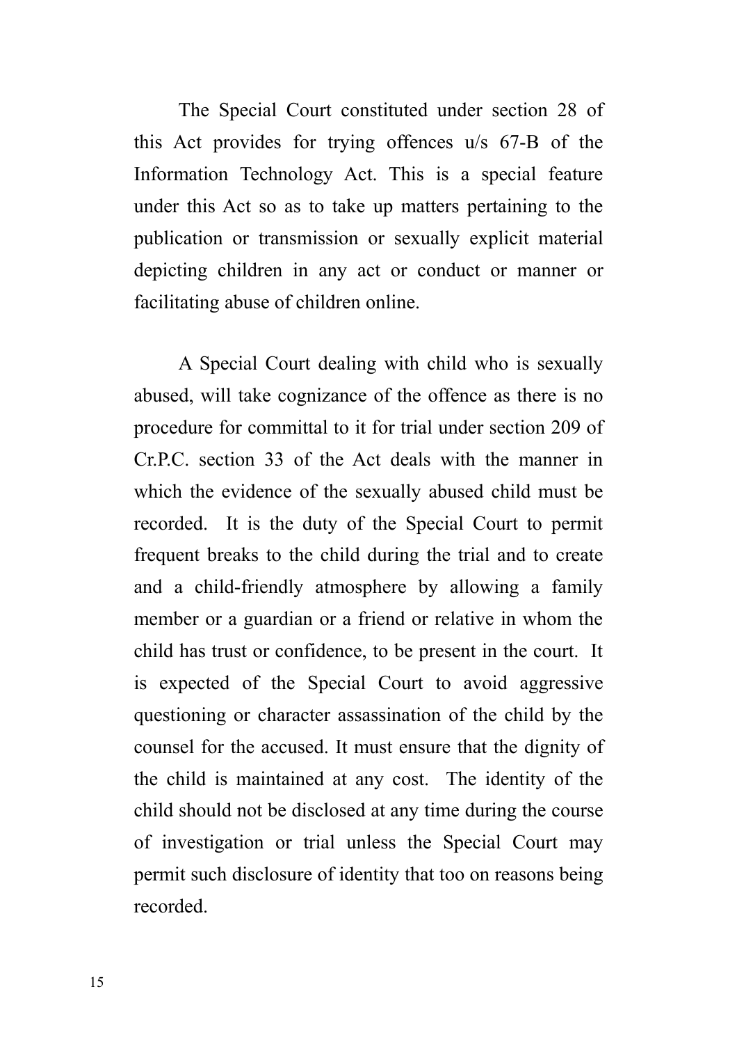The Special Court constituted under section 28 of this Act provides for trying offences u/s 67-B of the Information Technology Act. This is a special feature under this Act so as to take up matters pertaining to the publication or transmission or sexually explicit material depicting children in any act or conduct or manner or facilitating abuse of children online.

A Special Court dealing with child who is sexually abused, will take cognizance of the offence as there is no procedure for committal to it for trial under section 209 of Cr.P.C. section 33 of the Act deals with the manner in which the evidence of the sexually abused child must be recorded. It is the duty of the Special Court to permit frequent breaks to the child during the trial and to create and a child-friendly atmosphere by allowing a family member or a guardian or a friend or relative in whom the child has trust or confidence, to be present in the court. It is expected of the Special Court to avoid aggressive questioning or character assassination of the child by the counsel for the accused. It must ensure that the dignity of the child is maintained at any cost. The identity of the child should not be disclosed at any time during the course of investigation or trial unless the Special Court may permit such disclosure of identity that too on reasons being recorded.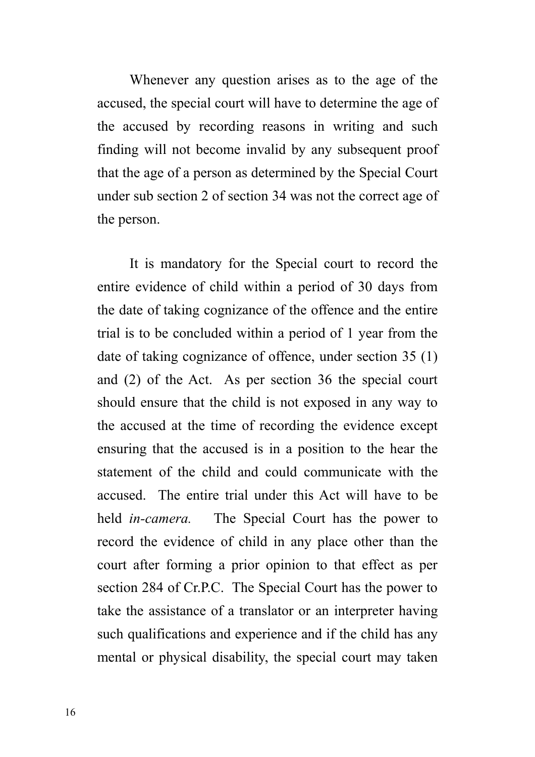Whenever any question arises as to the age of the accused, the special court will have to determine the age of the accused by recording reasons in writing and such finding will not become invalid by any subsequent proof that the age of a person as determined by the Special Court under sub section 2 of section 34 was not the correct age of the person.

It is mandatory for the Special court to record the entire evidence of child within a period of 30 days from the date of taking cognizance of the offence and the entire trial is to be concluded within a period of 1 year from the date of taking cognizance of offence, under section 35 (1) and (2) of the Act. As per section 36 the special court should ensure that the child is not exposed in any way to the accused at the time of recording the evidence except ensuring that the accused is in a position to the hear the statement of the child and could communicate with the accused. The entire trial under this Act will have to be held *in-camera.* The Special Court has the power to record the evidence of child in any place other than the court after forming a prior opinion to that effect as per section 284 of Cr.P.C. The Special Court has the power to take the assistance of a translator or an interpreter having such qualifications and experience and if the child has any mental or physical disability, the special court may taken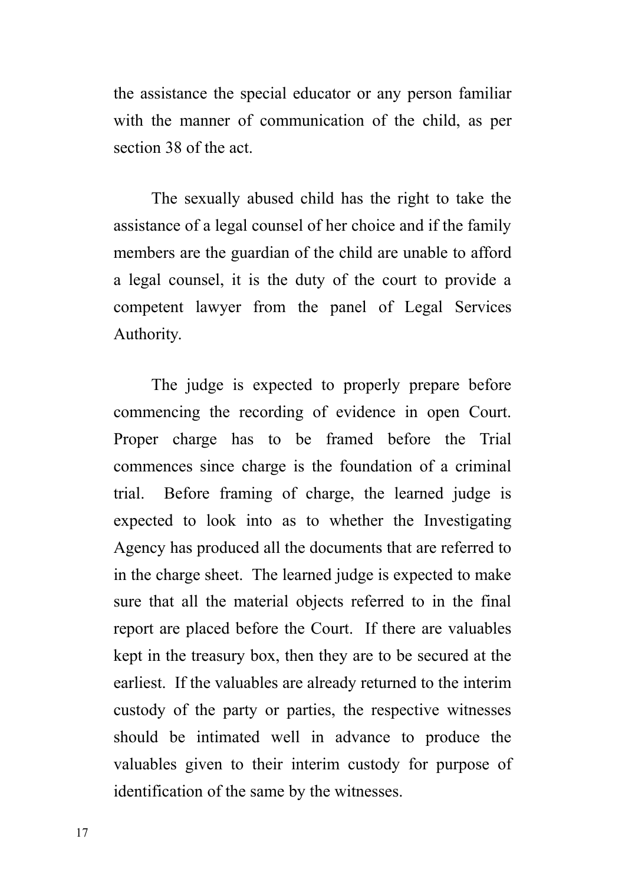the assistance the special educator or any person familiar with the manner of communication of the child, as per section 38 of the act.

The sexually abused child has the right to take the assistance of a legal counsel of her choice and if the family members are the guardian of the child are unable to afford a legal counsel, it is the duty of the court to provide a competent lawyer from the panel of Legal Services Authority.

The judge is expected to properly prepare before commencing the recording of evidence in open Court. Proper charge has to be framed before the Trial commences since charge is the foundation of a criminal trial. Before framing of charge, the learned judge is expected to look into as to whether the Investigating Agency has produced all the documents that are referred to in the charge sheet. The learned judge is expected to make sure that all the material objects referred to in the final report are placed before the Court. If there are valuables kept in the treasury box, then they are to be secured at the earliest. If the valuables are already returned to the interim custody of the party or parties, the respective witnesses should be intimated well in advance to produce the valuables given to their interim custody for purpose of identification of the same by the witnesses.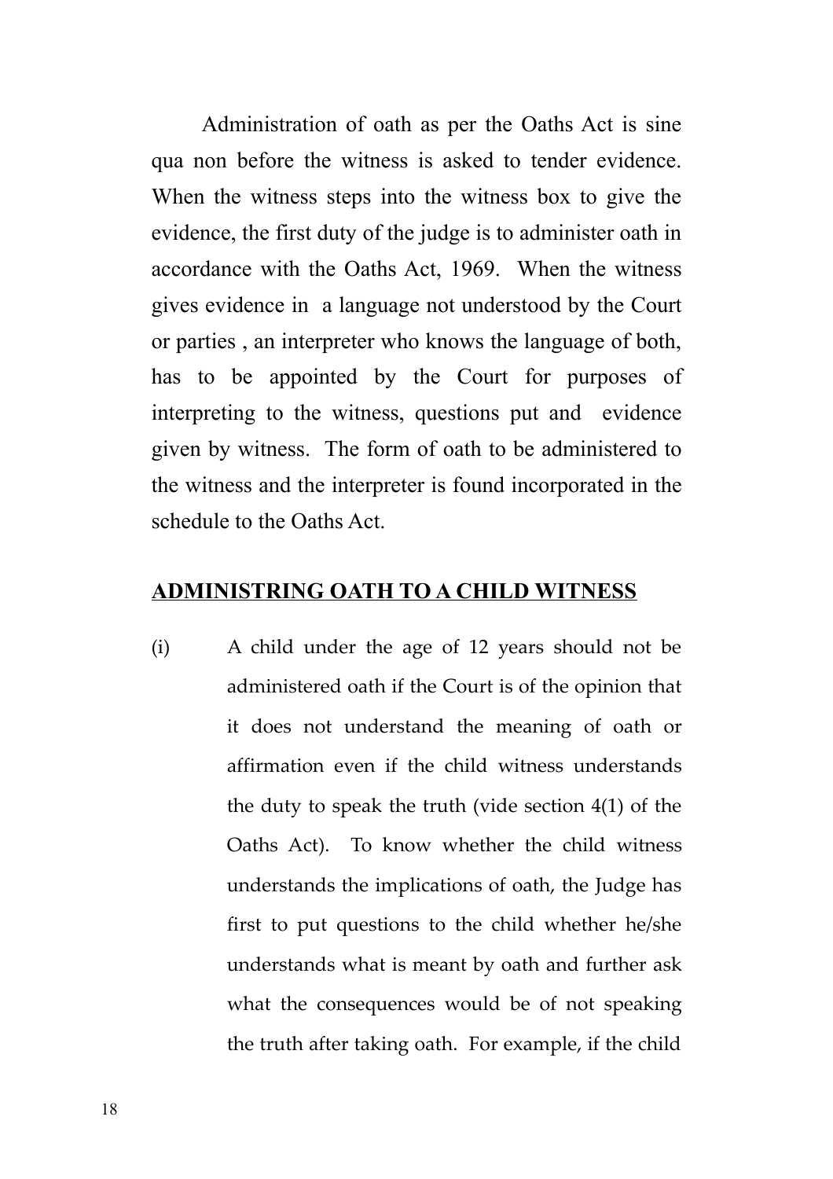Administration of oath as per the Oaths Act is sine qua non before the witness is asked to tender evidence. When the witness steps into the witness box to give the evidence, the first duty of the judge is to administer oath in accordance with the Oaths Act, 1969. When the witness gives evidence in a language not understood by the Court or parties , an interpreter who knows the language of both, has to be appointed by the Court for purposes of interpreting to the witness, questions put and evidence given by witness. The form of oath to be administered to the witness and the interpreter is found incorporated in the schedule to the Oaths Act.

## ADMINISTRING OATH TO A CHILD WITNESS

(i) A child under the age of 12 years should not be administered oath if the Court is of the opinion that it does not understand the meaning of oath or affirmation even if the child witness understands the duty to speak the truth (vide section 4(1) of the Oaths Act). To know whether the child witness understands the implications of oath, the Judge has first to put questions to the child whether he/she understands what is meant by oath and further ask what the consequences would be of not speaking the truth after taking oath. For example, if the child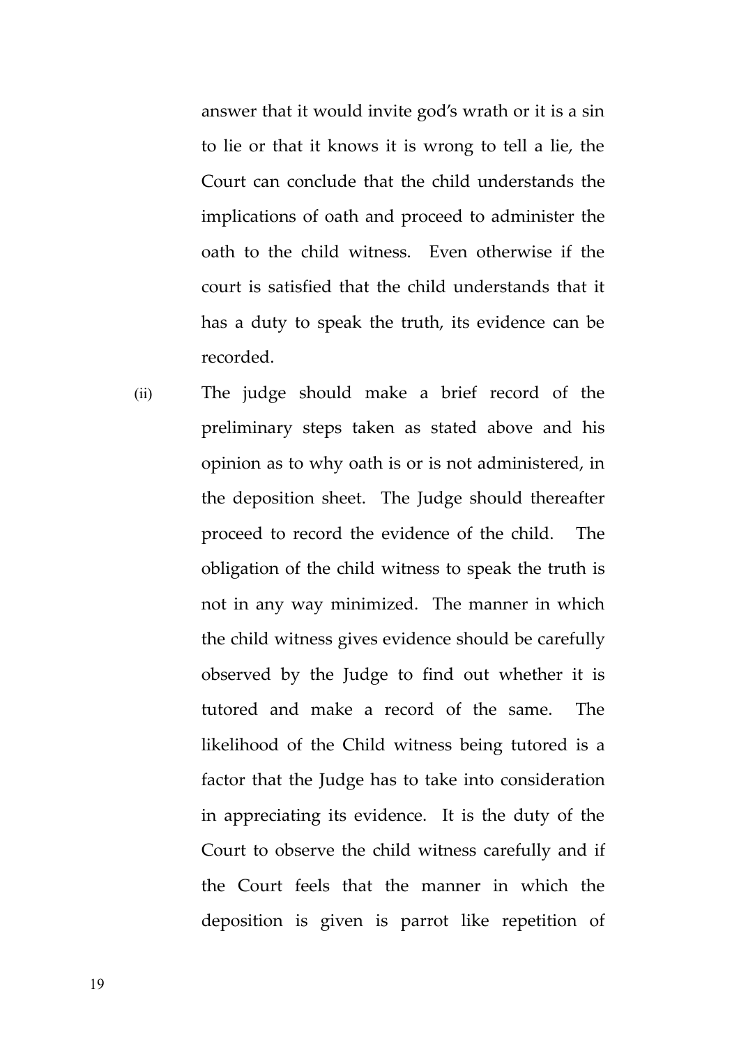answer that it would invite god's wrath or it is a sin to lie or that it knows it is wrong to tell a lie, the Court can conclude that the child understands the implications of oath and proceed to administer the oath to the child witness. Even otherwise if the court is satisfied that the child understands that it has a duty to speak the truth, its evidence can be recorded.

(ii) The judge should make a brief record of the preliminary steps taken as stated above and his opinion as to why oath is or is not administered, in the deposition sheet. The Judge should thereafter proceed to record the evidence of the child. The obligation of the child witness to speak the truth is not in any way minimized. The manner in which the child witness gives evidence should be carefully observed by the Judge to find out whether it is tutored and make a record of the same. The likelihood of the Child witness being tutored is a factor that the Judge has to take into consideration in appreciating its evidence. It is the duty of the Court to observe the child witness carefully and if the Court feels that the manner in which the deposition is given is parrot like repetition of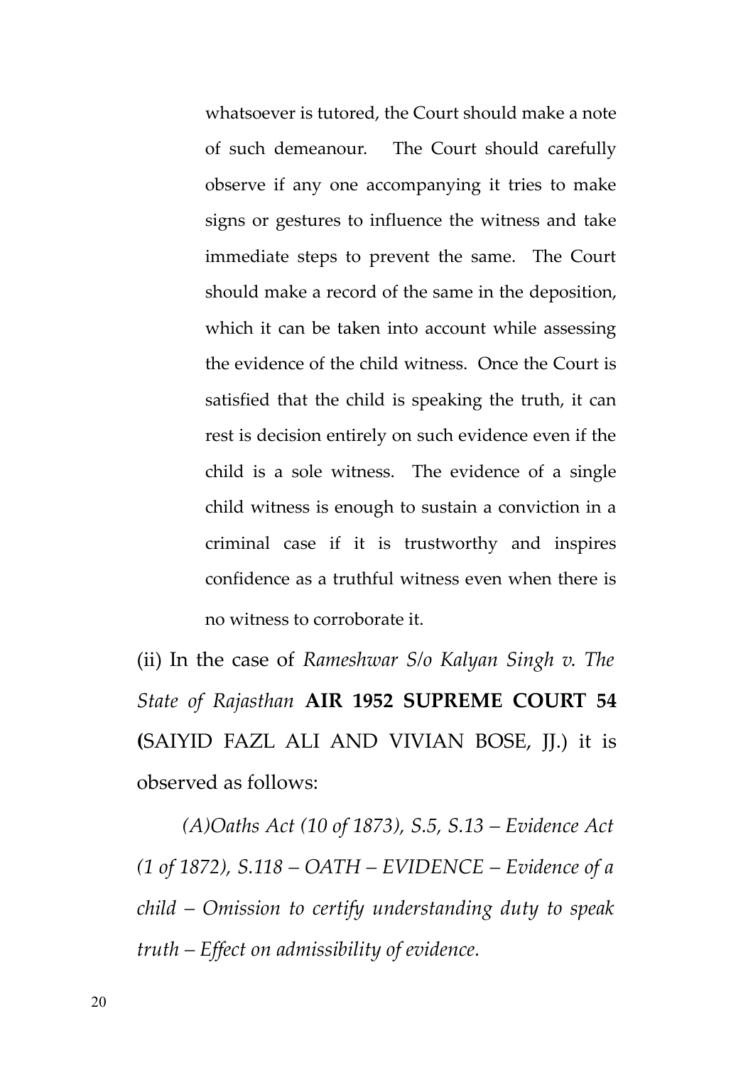whatsoever is tutored, the Court should make a note of such demeanour. The Court should carefully observe if any one accompanying it tries to make signs or gestures to influence the witness and take immediate steps to prevent the same. The Court should make a record of the same in the deposition, which it can be taken into account while assessing the evidence of the child witness. Once the Court is satisfied that the child is speaking the truth, it can rest is decision entirely on such evidence even if the child is a sole witness. The evidence of a single child witness is enough to sustain a conviction in a criminal case if it is trustworthy and inspires confidence as a truthful witness even when there is no witness to corroborate it.

(ii) In the case of *Rameshwar S/o Kalyan Singh v. The State of Rajasthan* **AIR 1952 SUPREME COURT 54 (**SAIYID FAZL ALI AND VIVIAN BOSE, JJ.) it is observed as follows:

*(A)Oaths Act (10 of 1873), S.5, S.13 – Evidence Act (1 of 1872), S.118 – OATH – EVIDENCE – Evidence of a child – Omission to certify understanding duty to speak truth – Effect on admissibility of evidence.*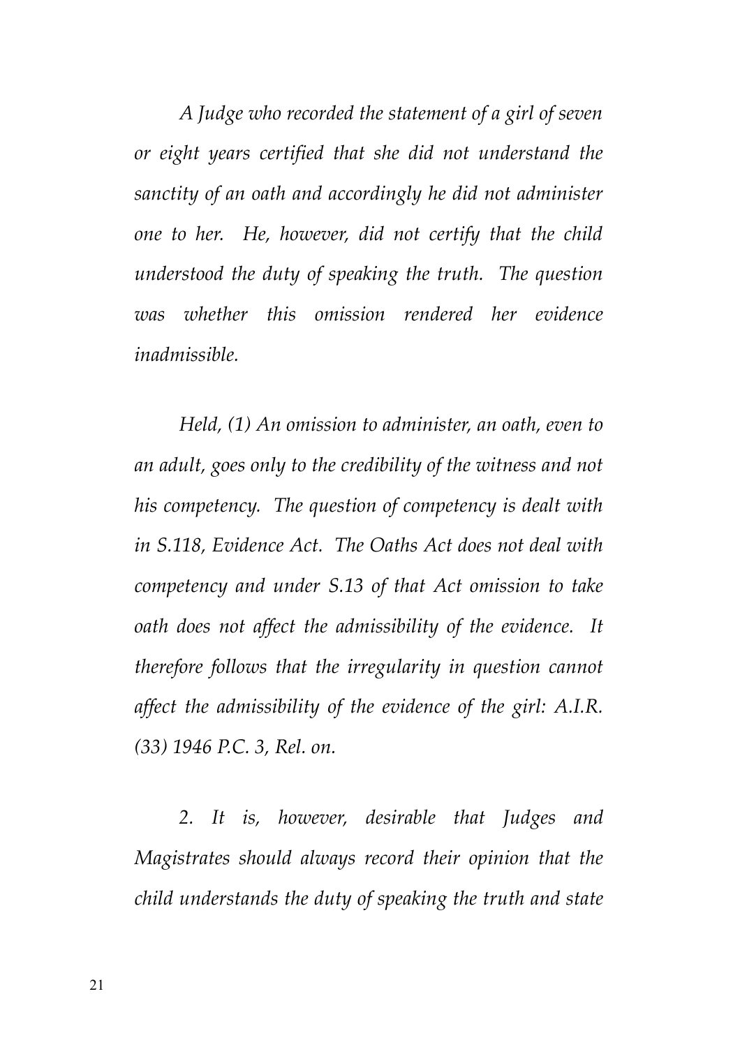*A Judge who recorded the statement of a girl of seven or eight years certified that she did not understand the sanctity of an oath and accordingly he did not administer one to her. He, however, did not certify that the child understood the duty of speaking the truth. The question was whether this omission rendered her evidence inadmissible.*

*Held, (1) An omission to administer, an oath, even to an adult, goes only to the credibility of the witness and not his competency. The question of competency is dealt with in S.118, Evidence Act. The Oaths Act does not deal with competency and under S.13 of that Act omission to take oath does not affect the admissibility of the evidence. It therefore follows that the irregularity in question cannot affect the admissibility of the evidence of the girl: A.I.R. (33) 1946 P.C. 3, Rel. on.*

*2. It is, however, desirable that Judges and Magistrates should always record their opinion that the child understands the duty of speaking the truth and state*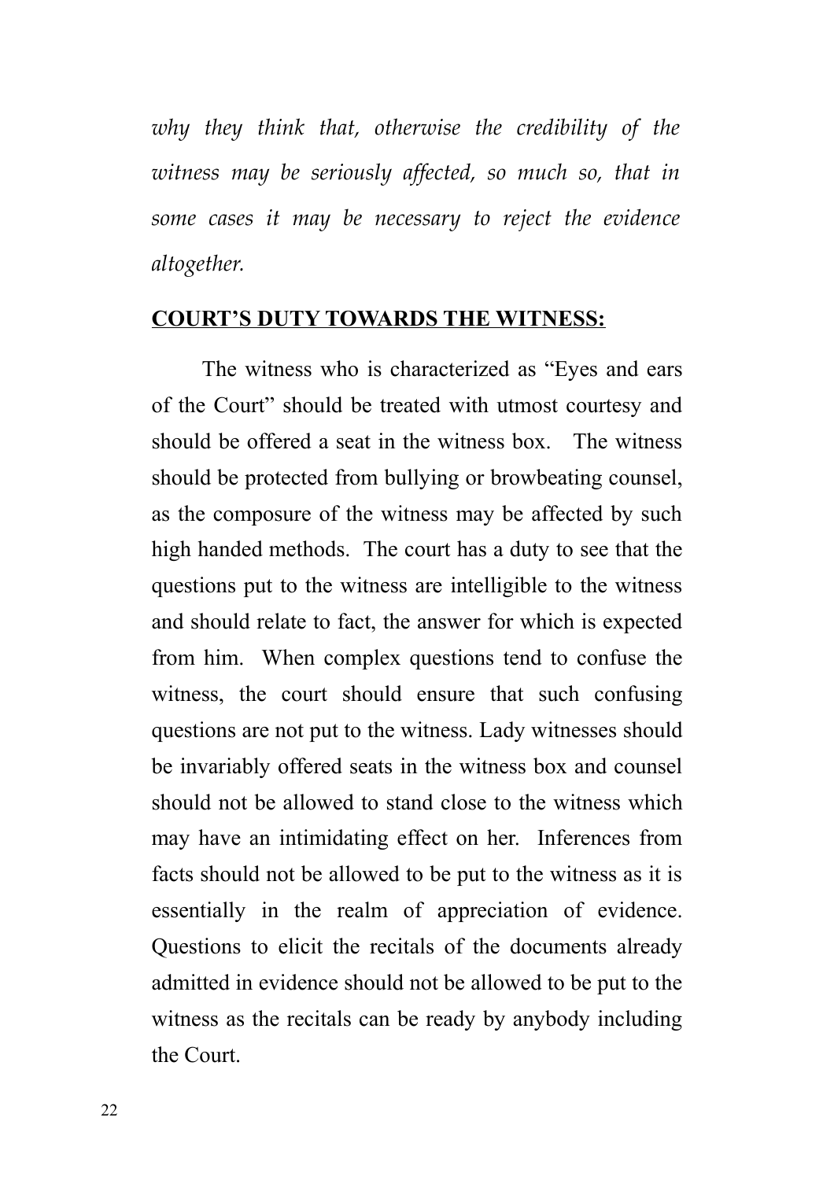*why they think that, otherwise the credibility of the witness may be seriously affected, so much so, that in some cases it may be necessary to reject the evidence altogether.*

**COURT'S DUTY TOWARDS THE WITNESS:**

The witness who is characterized as "Eyes and ears of the Court" should be treated with utmost courtesy and should be offered a seat in the witness box. The witness should be protected from bullying or browbeating counsel, as the composure of the witness may be affected by such high handed methods. The court has a duty to see that the questions put to the witness are intelligible to the witness and should relate to fact, the answer for which is expected from him. When complex questions tend to confuse the witness, the court should ensure that such confusing questions are not put to the witness. Lady witnesses should be invariably offered seats in the witness box and counsel should not be allowed to stand close to the witness which may have an intimidating effect on her. Inferences from facts should not be allowed to be put to the witness as it is essentially in the realm of appreciation of evidence. Questions to elicit the recitals of the documents already admitted in evidence should not be allowed to be put to the witness as the recitals can be ready by anybody including the Court.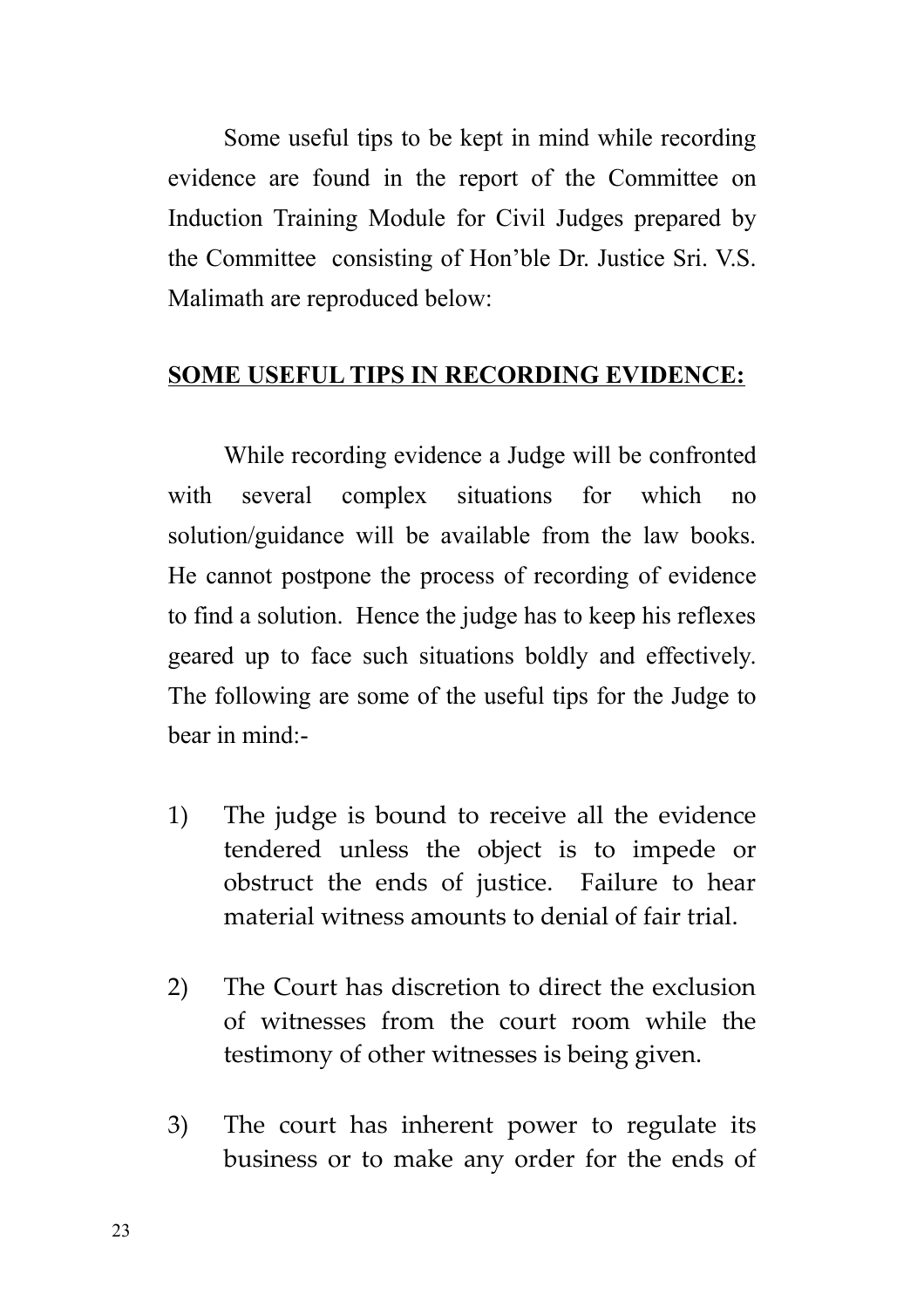Some useful tips to be kept in mind while recording evidence are found in the report of the Committee on Induction Training Module for Civil Judges prepared by the Committee consisting of Hon'ble Dr. Justice Sri. V.S. Malimath are reproduced below:

## SOME USEFUL TIPS IN RECORDING EVIDENCE:

While recording evidence a Judge will be confronted with several complex situations for which no solution/guidance will be available from the law books. He cannot postpone the process of recording of evidence to find a solution. Hence the judge has to keep his reflexes geared up to face such situations boldly and effectively. The following are some of the useful tips for the Judge to bear in mind:-

1) The judge is bound to receive all the evidence tendered unless the object is to impede or obstruct the ends of justice. Failure to hear material witness amounts to denial of fair trial.

2) The Court has discretion to direct the exclusion of witnesses from the court room while the testimony of other witnesses is being given.

3) The court has inherent power to regulate its business or to make any order for the ends of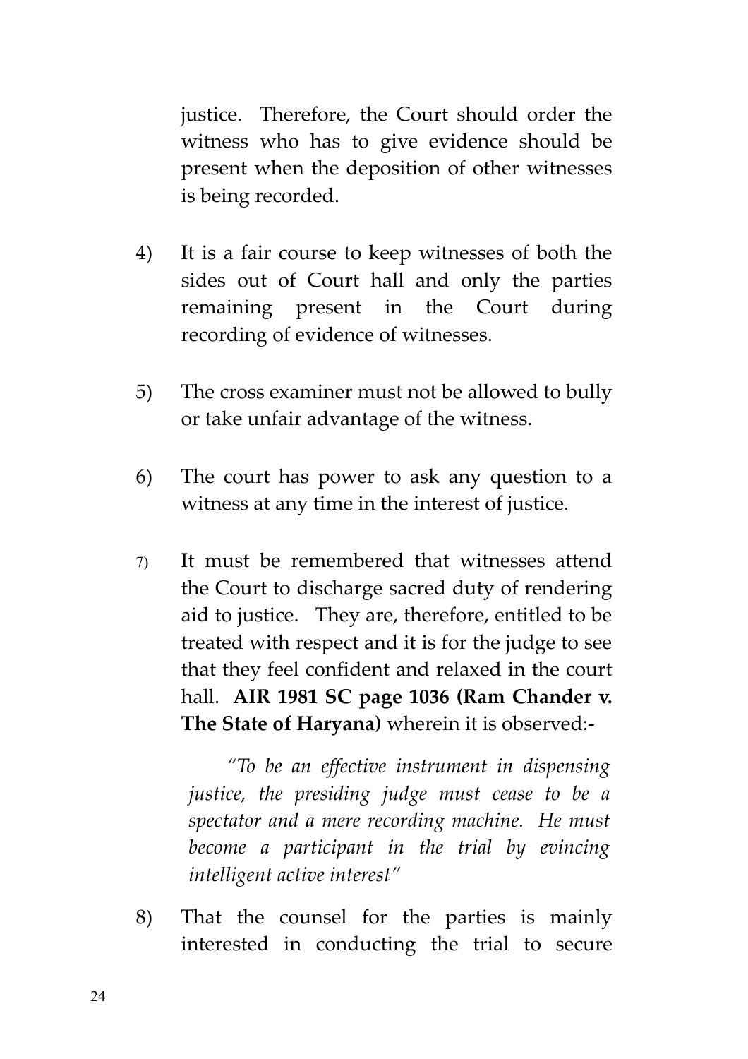justice. Therefore, the Court should order the witness who has to give evidence should be present when the deposition of other witnesses is being recorded.

4) It is a fair course to keep witnesses of both the sides out of Court hall and only the parties remaining present in the Court during recording of evidence of witnesses.

5) The cross examiner must not be allowed to bully or take unfair advantage of the witness.

6) The court has power to ask any question to a witness at any time in the interest of justice.

7) It must be remembered that witnesses attend the Court to discharge sacred duty of rendering aid to justice. They are, therefore, entitled to be treated with respect and it is for the judge to see that they feel confident and relaxed in the court hall. **AIR 1981 SC page 1036 (Ram Chander v. The State of Haryana)** wherein it is observed:-

   *"To be an effective instrument in dispensing justice, the presiding judge must cease to be a spectator and a mere recording machine. He must become a participant in the trial by evincing intelligent active interest"*

8) That the counsel for the parties is mainly interested in conducting the trial to secure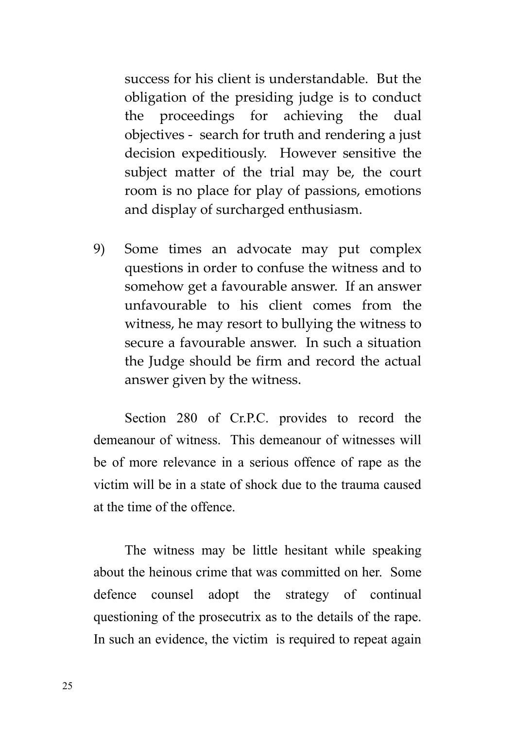success for his client is understandable. But the obligation of the presiding judge is to conduct the proceedings for achieving the dual objectives - search for truth and rendering a just decision expeditiously. However sensitive the subject matter of the trial may be, the court room is no place for play of passions, emotions and display of surcharged enthusiasm.

9) Some times an advocate may put complex questions in order to confuse the witness and to somehow get a favourable answer. If an answer unfavourable to his client comes from the witness, he may resort to bullying the witness to secure a favourable answer. In such a situation the Judge should be firm and record the actual answer given by the witness.

Section 280 of Cr.P.C. provides to record the demeanour of witness. This demeanour of witnesses will be of more relevance in a serious offence of rape as the victim will be in a state of shock due to the trauma caused at the time of the offence.

The witness may be little hesitant while speaking about the heinous crime that was committed on her. Some defence counsel adopt the strategy of continual questioning of the prosecutrix as to the details of the rape. In such an evidence, the victim is required to repeat again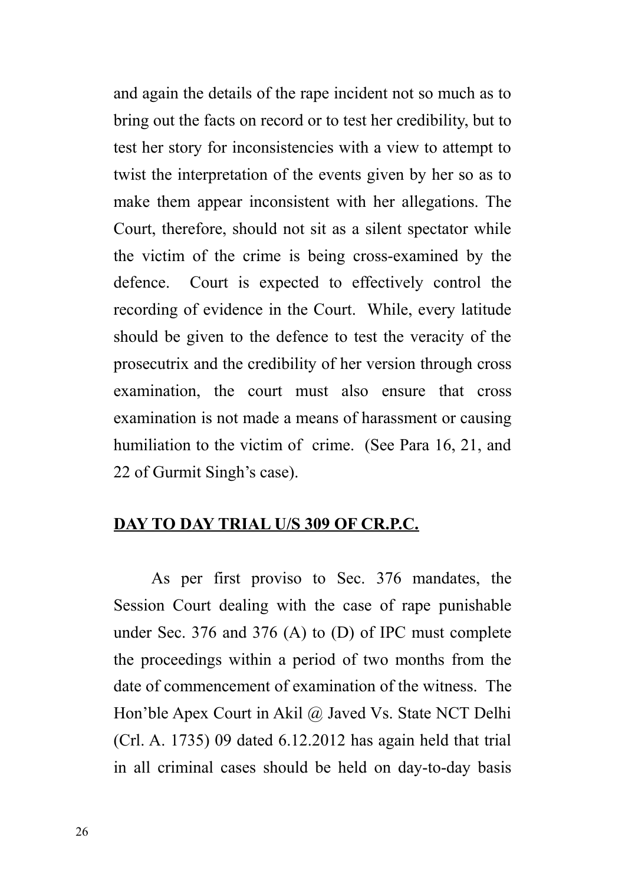and again the details of the rape incident not so much as to bring out the facts on record or to test her credibility, but to test her story for inconsistencies with a view to attempt to twist the interpretation of the events given by her so as to make them appear inconsistent with her allegations. The Court, therefore, should not sit as a silent spectator while the victim of the crime is being cross-examined by the defence. Court is expected to effectively control the recording of evidence in the Court. While, every latitude should be given to the defence to test the veracity of the prosecutrix and the credibility of her version through cross examination, the court must also ensure that cross examination is not made a means of harassment or causing humiliation to the victim of crime. (See Para 16, 21, and 22 of Gurmit Singh's case).

**<u>DAY TO DAY TRIAL U/S 309 OF CR.P.C.</u>**

As per first proviso to Sec. 376 mandates, the Session Court dealing with the case of rape punishable under Sec. 376 and 376 (A) to (D) of IPC must complete the proceedings within a period of two months from the date of commencement of examination of the witness. The Hon'ble Apex Court in Akil @ Javed Vs. State NCT Delhi (Crl. A. 1735) 09 dated 6.12.2012 has again held that trial in all criminal cases should be held on day-to-day basis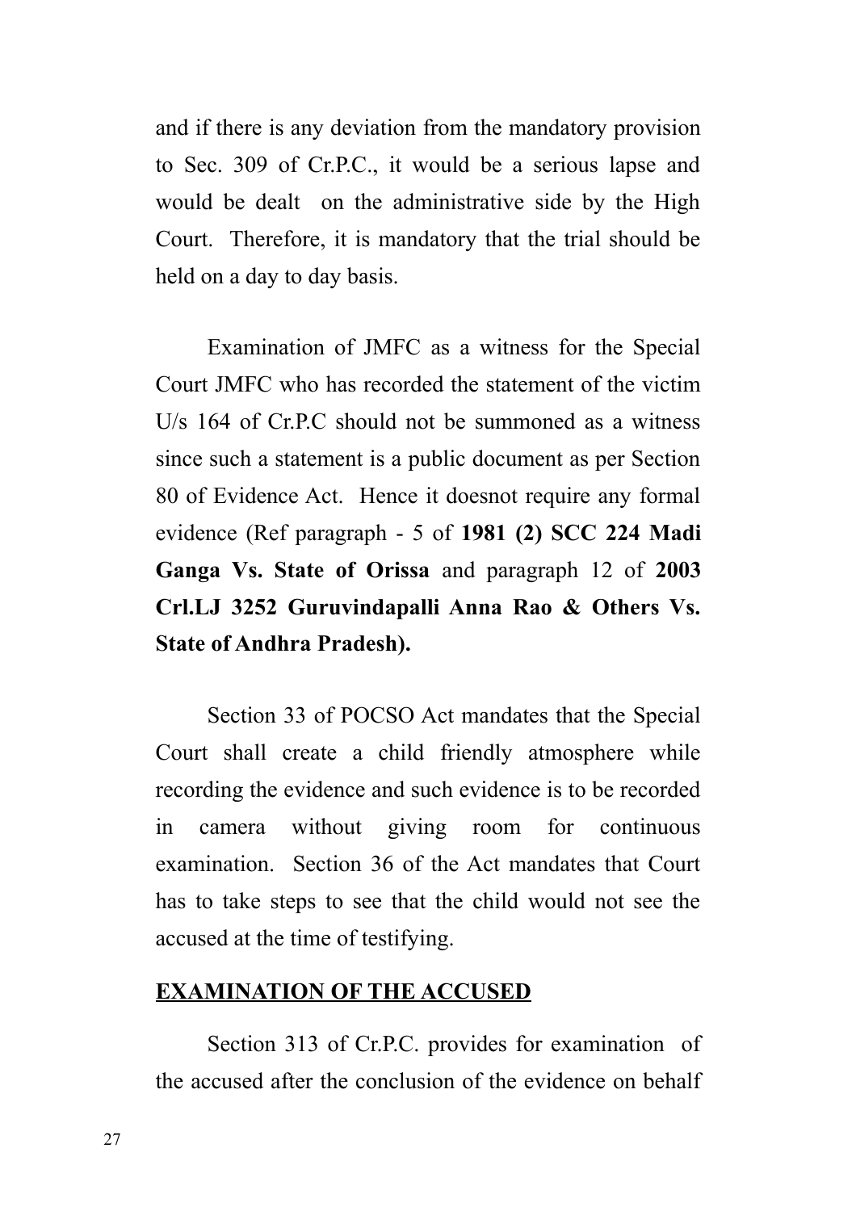and if there is any deviation from the mandatory provision to Sec. 309 of Cr.P.C., it would be a serious lapse and would be dealt on the administrative side by the High Court. Therefore, it is mandatory that the trial should be held on a day to day basis.

Examination of JMFC as a witness for the Special Court JMFC who has recorded the statement of the victim U/s 164 of Cr.P.C should not be summoned as a witness since such a statement is a public document as per Section 80 of Evidence Act. Hence it doesnot require any formal evidence (Ref paragraph - 5 of **1981 (2) SCC 224 Madi Ganga Vs. State of Orissa** and paragraph 12 of **2003 Crl.LJ 3252 Guruvindapalli Anna Rao & Others Vs. State of Andhra Pradesh).**

Section 33 of POCSO Act mandates that the Special Court shall create a child friendly atmosphere while recording the evidence and such evidence is to be recorded in camera without giving room for continuous examination. Section 36 of the Act mandates that Court has to take steps to see that the child would not see the accused at the time of testifying.

## EXAMINATION OF THE ACCUSED

Section 313 of Cr.P.C. provides for examination of the accused after the conclusion of the evidence on behalf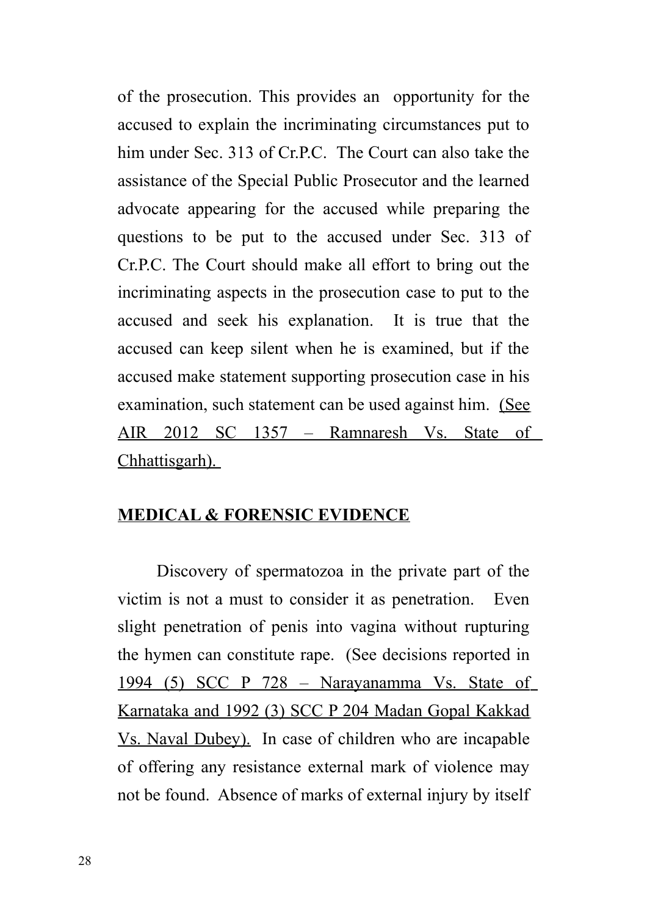of the prosecution. This provides an opportunity for the accused to explain the incriminating circumstances put to him under Sec. 313 of Cr.P.C. The Court can also take the assistance of the Special Public Prosecutor and the learned advocate appearing for the accused while preparing the questions to be put to the accused under Sec. 313 of Cr.P.C. The Court should make all effort to bring out the incriminating aspects in the prosecution case to put to the accused and seek his explanation. It is true that the accused can keep silent when he is examined, but if the accused make statement supporting prosecution case in his examination, such statement can be used against him. (See AIR 2012 SC 1357 – Ramnaresh Vs. State of Chhattisgarh).

## MEDICAL & FORENSIC EVIDENCE

Discovery of spermatozoa in the private part of the victim is not a must to consider it as penetration. Even slight penetration of penis into vagina without rupturing the hymen can constitute rape. (See decisions reported in 1994 (5) SCC P 728 – Narayanamma Vs. State of Karnataka and 1992 (3) SCC P 204 Madan Gopal Kakkad Vs. Naval Dubey). In case of children who are incapable of offering any resistance external mark of violence may not be found. Absence of marks of external injury by itself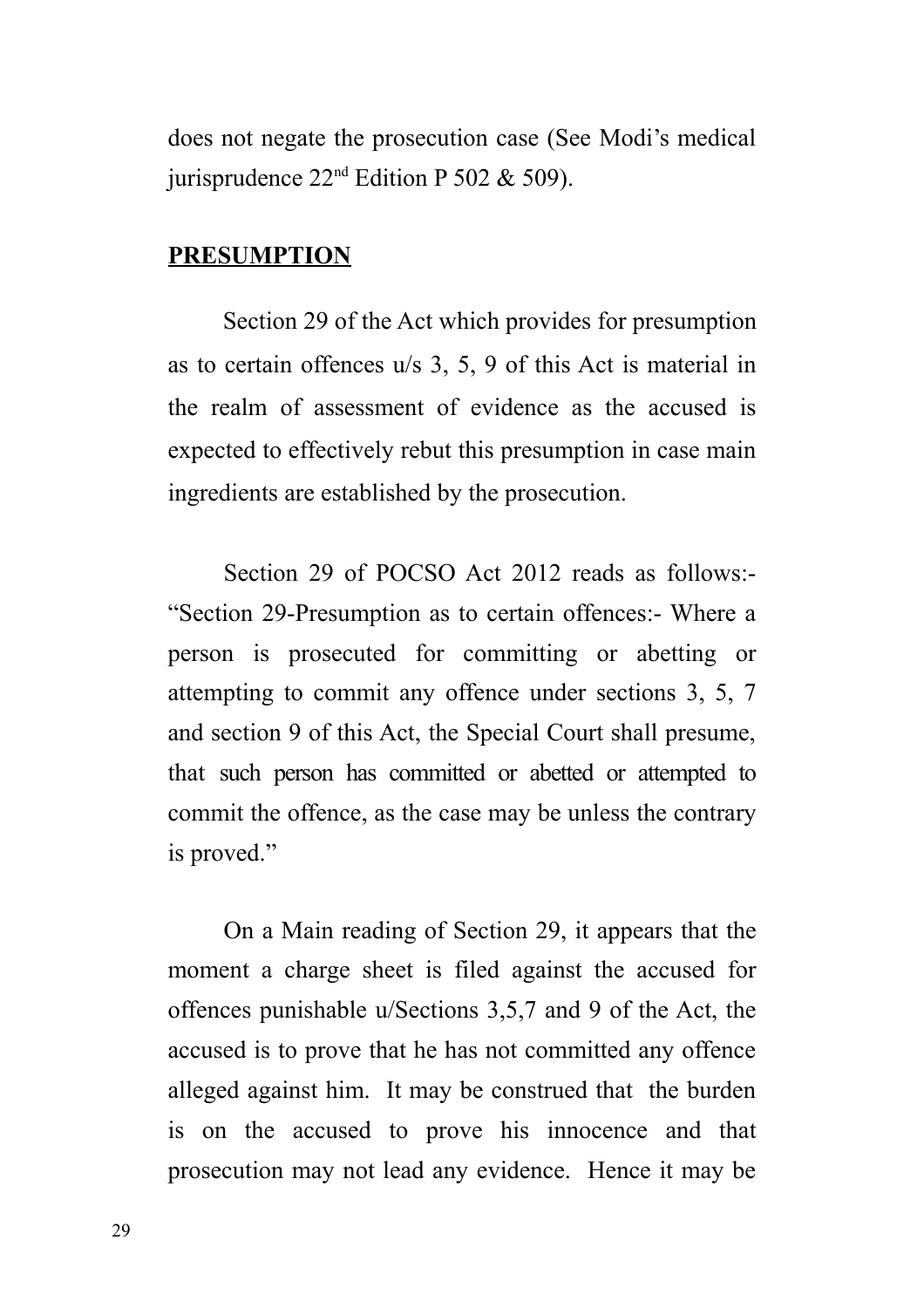does not negate the prosecution case (See Modi's medical jurisprudence 22nd Edition P 502 & 509).

**PRESUMPTION**

Section 29 of the Act which provides for presumption as to certain offences u/s 3, 5, 9 of this Act is material in the realm of assessment of evidence as the accused is expected to effectively rebut this presumption in case main ingredients are established by the prosecution.

Section 29 of POCSO Act 2012 reads as follows:- "Section 29-Presumption as to certain offences:- Where a person is prosecuted for committing or abetting or attempting to commit any offence under sections 3, 5, 7 and section 9 of this Act, the Special Court shall presume, that such person has committed or abetted or attempted to commit the offence, as the case may be unless the contrary is proved."

On a Main reading of Section 29, it appears that the moment a charge sheet is filed against the accused for offences punishable u/Sections 3,5,7 and 9 of the Act, the accused is to prove that he has not committed any offence alleged against him. It may be construed that the burden is on the accused to prove his innocence and that prosecution may not lead any evidence. Hence it may be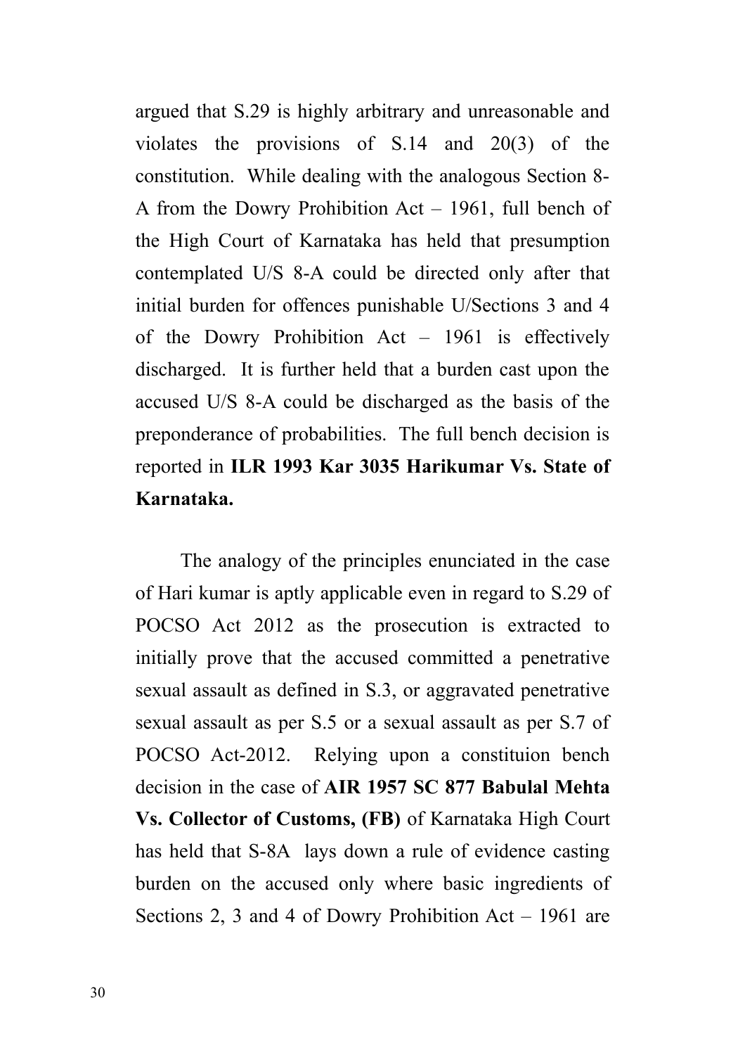argued that S.29 is highly arbitrary and unreasonable and violates the provisions of S.14 and 20(3) of the constitution. While dealing with the analogous Section 8-A from the Dowry Prohibition Act – 1961, full bench of the High Court of Karnataka has held that presumption contemplated U/S 8-A could be directed only after that initial burden for offences punishable U/Sections 3 and 4 of the Dowry Prohibition Act – 1961 is effectively discharged. It is further held that a burden cast upon the accused U/S 8-A could be discharged as the basis of the preponderance of probabilities. The full bench decision is reported in **ILR 1993 Kar 3035 Harikumar Vs. State of Karnataka.**

The analogy of the principles enunciated in the case of Hari kumar is aptly applicable even in regard to S.29 of POCSO Act 2012 as the prosecution is extracted to initially prove that the accused committed a penetrative sexual assault as defined in S.3, or aggravated penetrative sexual assault as per S.5 or a sexual assault as per S.7 of POCSO Act-2012. Relying upon a constituion bench decision in the case of **AIR 1957 SC 877 Babulal Mehta Vs. Collector of Customs, (FB)** of Karnataka High Court has held that S-8A lays down a rule of evidence casting burden on the accused only where basic ingredients of Sections 2, 3 and 4 of Dowry Prohibition Act – 1961 are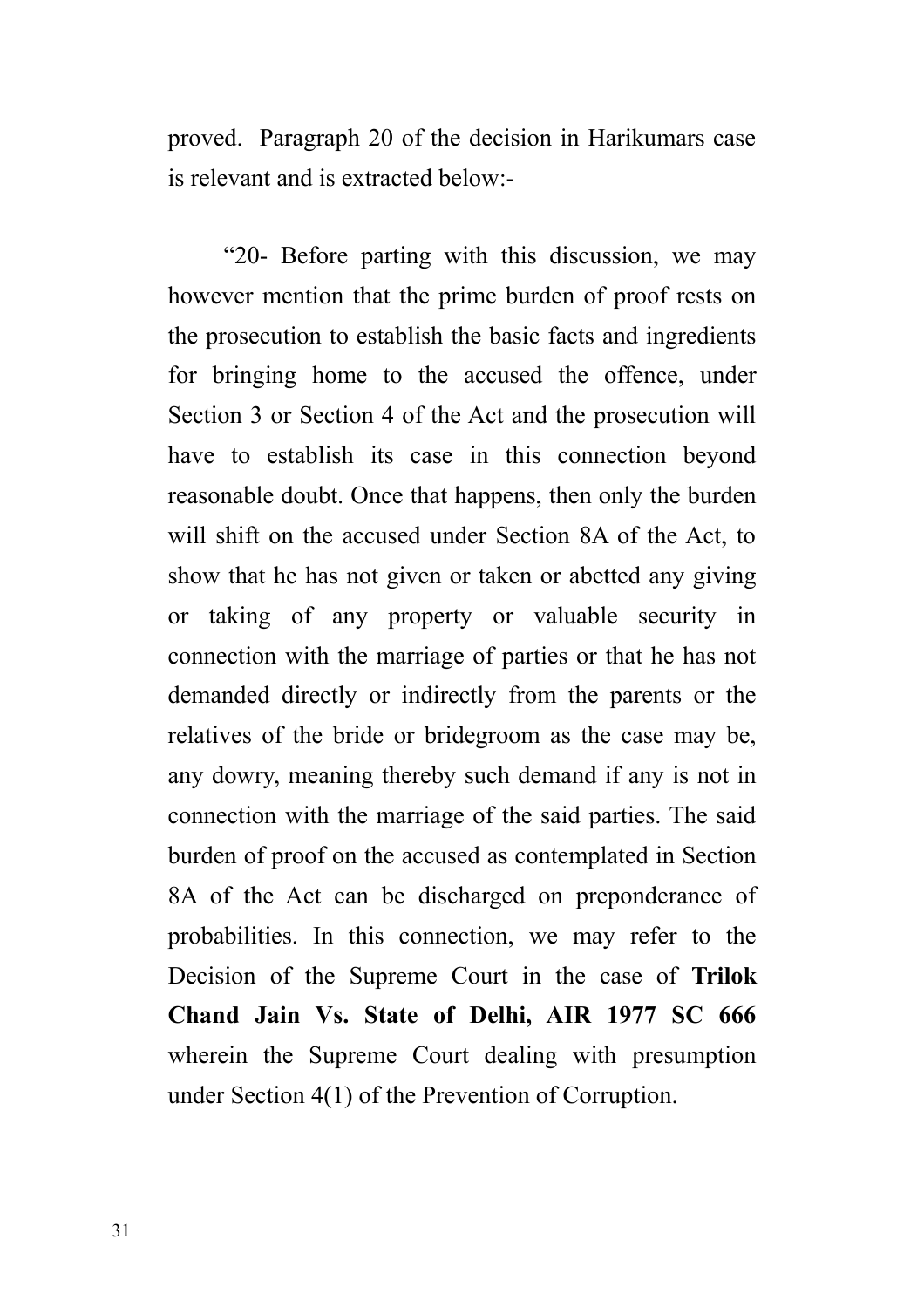proved. Paragraph 20 of the decision in Harikumars case is relevant and is extracted below:-

"20- Before parting with this discussion, we may however mention that the prime burden of proof rests on the prosecution to establish the basic facts and ingredients for bringing home to the accused the offence, under Section 3 or Section 4 of the Act and the prosecution will have to establish its case in this connection beyond reasonable doubt. Once that happens, then only the burden will shift on the accused under Section 8A of the Act, to show that he has not given or taken or abetted any giving or taking of any property or valuable security in connection with the marriage of parties or that he has not demanded directly or indirectly from the parents or the relatives of the bride or bridegroom as the case may be, any dowry, meaning thereby such demand if any is not in connection with the marriage of the said parties. The said burden of proof on the accused as contemplated in Section 8A of the Act can be discharged on preponderance of probabilities. In this connection, we may refer to the Decision of the Supreme Court in the case of **Trilok Chand Jain Vs. State of Delhi, AIR 1977 SC 666** wherein the Supreme Court dealing with presumption under Section 4(1) of the Prevention of Corruption.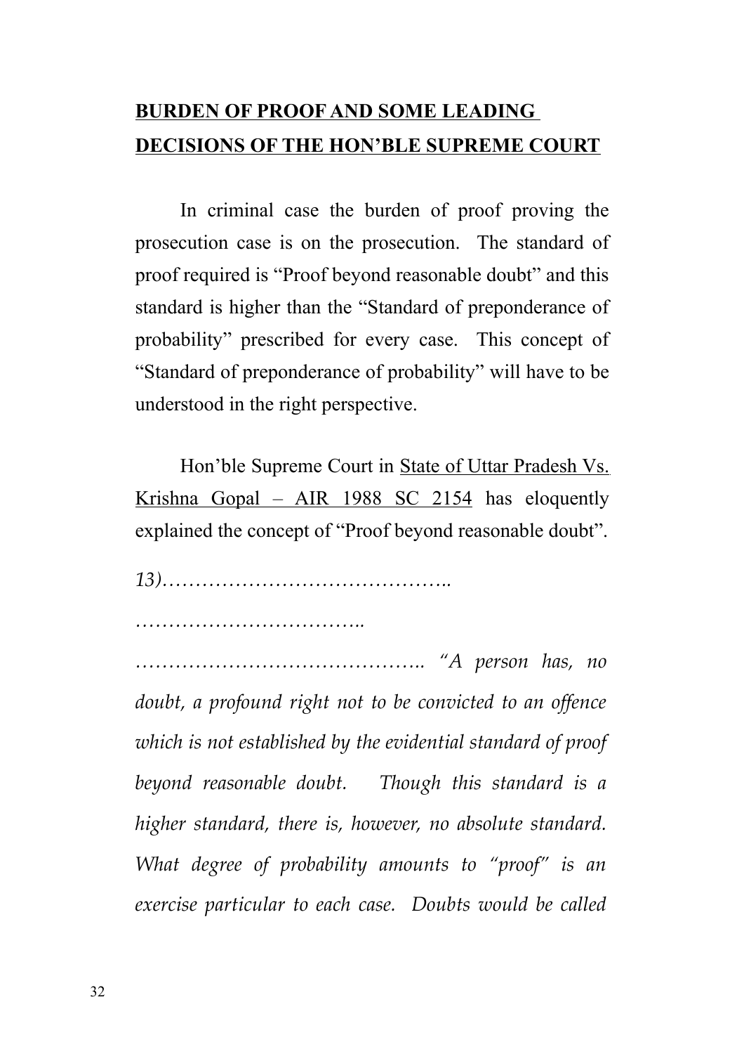## **BURDEN OF PROOF AND SOME LEADING DECISIONS OF THE HON'BLE SUPREME COURT**

In criminal case the burden of proof proving the prosecution case is on the prosecution. The standard of proof required is "Proof beyond reasonable doubt" and this standard is higher than the "Standard of preponderance of probability" prescribed for every case. This concept of "Standard of preponderance of probability" will have to be understood in the right perspective.

Hon'ble Supreme Court in State of Uttar Pradesh Vs. Krishna Gopal – AIR 1988 SC 2154 has eloquently explained the concept of "Proof beyond reasonable doubt".

*13)……………………………………..*

*……………………………..*

*…………………………………….. "A person has, no doubt, a profound right not to be convicted to an offence which is not established by the evidential standard of proof beyond reasonable doubt. Though this standard is a higher standard, there is, however, no absolute standard. What degree of probability amounts to "proof" is an exercise particular to each case. Doubts would be called*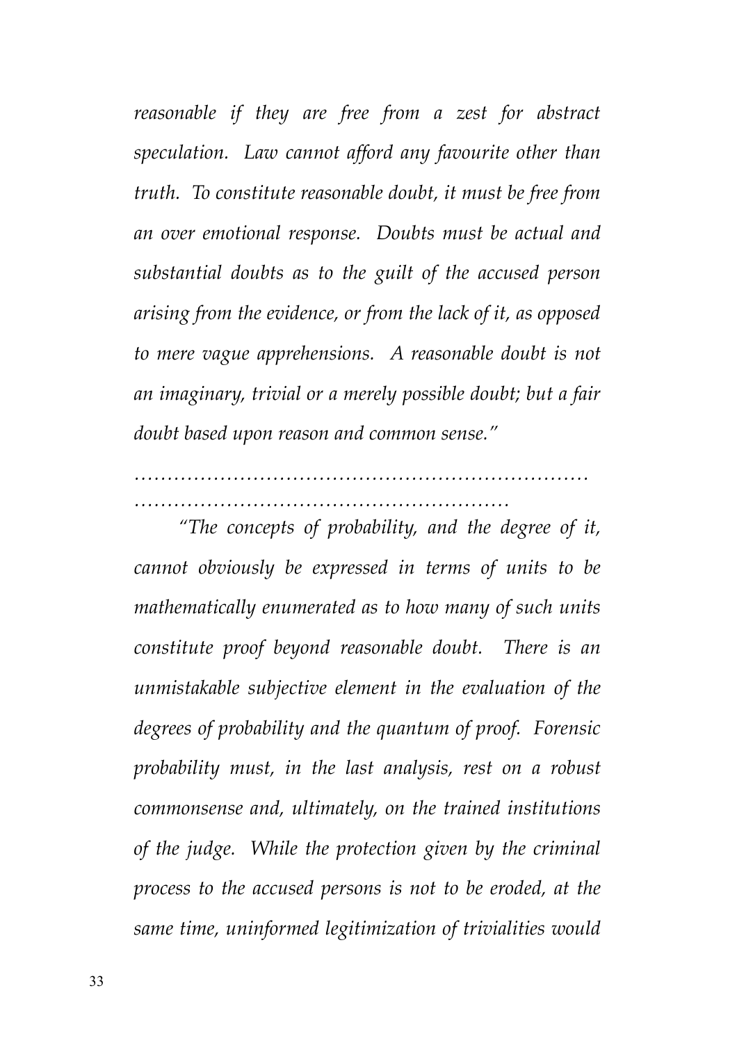*reasonable if they are free from a zest for abstract speculation. Law cannot afford any favourite other than truth. To constitute reasonable doubt, it must be free from an over emotional response. Doubts must be actual and substantial doubts as to the guilt of the accused person arising from the evidence, or from the lack of it, as opposed to mere vague apprehensions. A reasonable doubt is not an imaginary, trivial or a merely possible doubt; but a fair doubt based upon reason and common sense."*

*…………………………………………………………… …………………………………………………*

*"The concepts of probability, and the degree of it, cannot obviously be expressed in terms of units to be mathematically enumerated as to how many of such units constitute proof beyond reasonable doubt. There is an unmistakable subjective element in the evaluation of the degrees of probability and the quantum of proof. Forensic probability must, in the last analysis, rest on a robust commonsense and, ultimately, on the trained institutions of the judge. While the protection given by the criminal process to the accused persons is not to be eroded, at the same time, uninformed legitimization of trivialities would*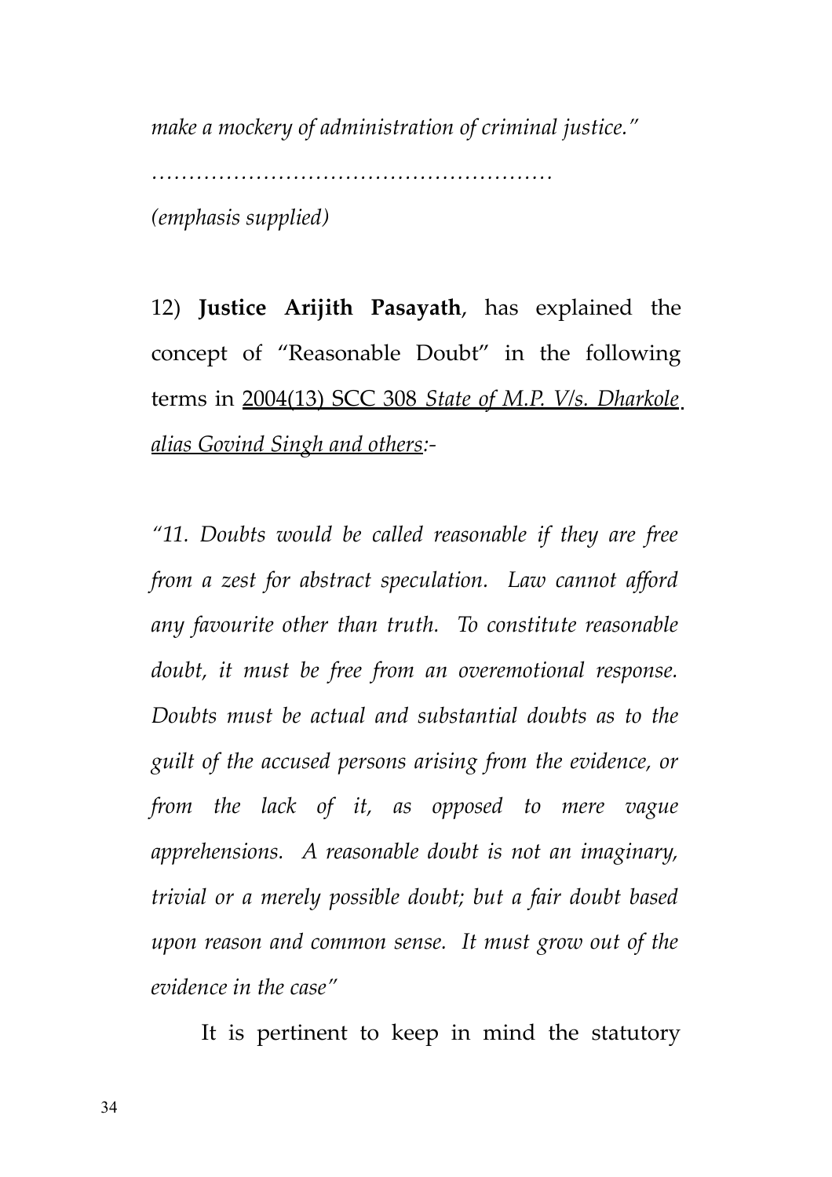*make a mockery of administration of criminal justice."*

………………………………………………

*(emphasis supplied)*

12) **Justice Arijith Pasayath**, has explained the concept of "Reasonable Doubt" in the following terms in <u>2004(13) SCC 308 *State of M.P. V/s. Dharkole alias Govind Singh and others*</u>:-

*"11. Doubts would be called reasonable if they are free from a zest for abstract speculation. Law cannot afford any favourite other than truth. To constitute reasonable doubt, it must be free from an overemotional response. Doubts must be actual and substantial doubts as to the guilt of the accused persons arising from the evidence, or from the lack of it, as opposed to mere vague apprehensions. A reasonable doubt is not an imaginary, trivial or a merely possible doubt; but a fair doubt based upon reason and common sense. It must grow out of the evidence in the case"*

It is pertinent to keep in mind the statutory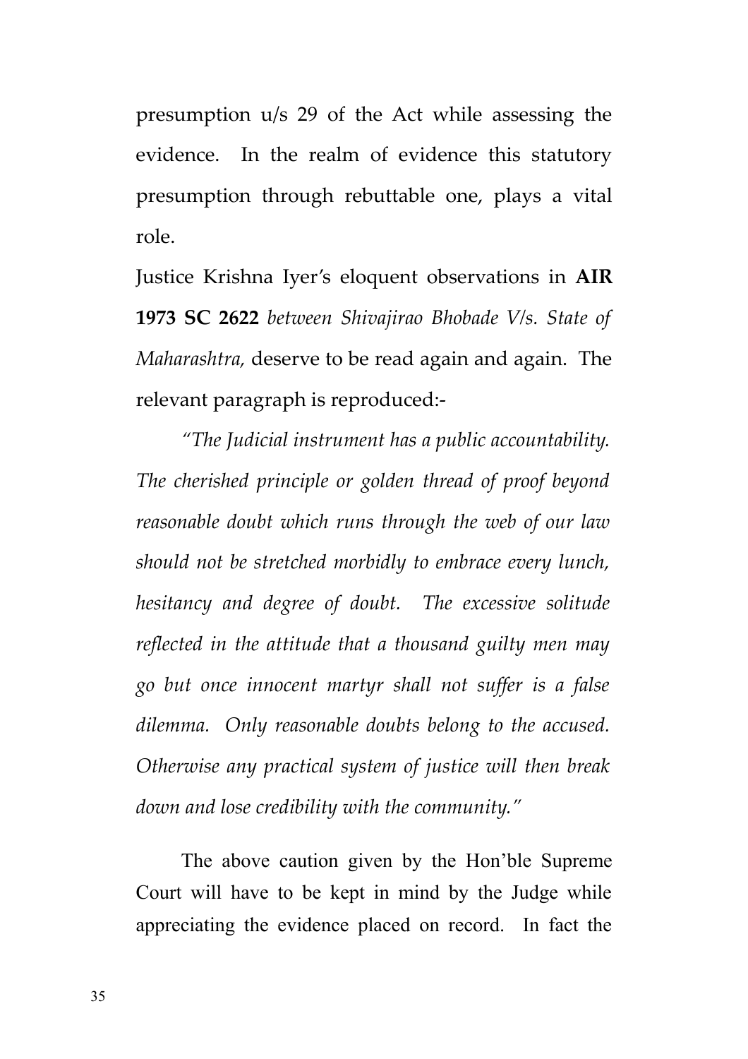presumption u/s 29 of the Act while assessing the evidence. In the realm of evidence this statutory presumption through rebuttable one, plays a vital role.

Justice Krishna Iyer's eloquent observations in **AIR 1973 SC 2622** *between Shivajirao Bhobade V/s. State of Maharashtra,* deserve to be read again and again. The relevant paragraph is reproduced:-

*"The Judicial instrument has a public accountability. The cherished principle or golden thread of proof beyond reasonable doubt which runs through the web of our law should not be stretched morbidly to embrace every lunch, hesitancy and degree of doubt. The excessive solitude reflected in the attitude that a thousand guilty men may go but once innocent martyr shall not suffer is a false dilemma. Only reasonable doubts belong to the accused. Otherwise any practical system of justice will then break down and lose credibility with the community."*

The above caution given by the Hon'ble Supreme Court will have to be kept in mind by the Judge while appreciating the evidence placed on record. In fact the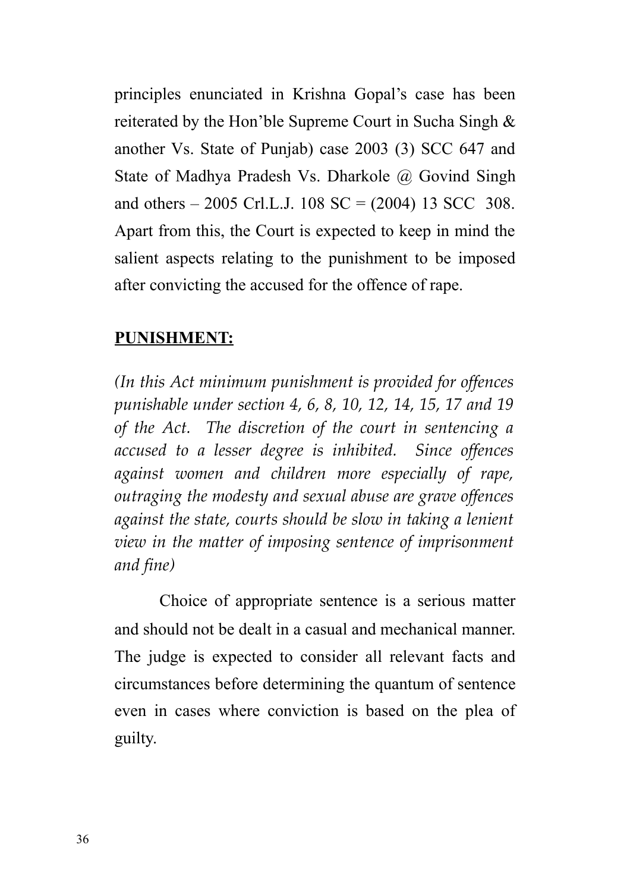principles enunciated in Krishna Gopal's case has been reiterated by the Hon'ble Supreme Court in Sucha Singh & another Vs. State of Punjab) case 2003 (3) SCC 647 and State of Madhya Pradesh Vs. Dharkole @ Govind Singh and others – 2005 Crl.L.J. 108 SC = (2004) 13 SCC 308. Apart from this, the Court is expected to keep in mind the salient aspects relating to the punishment to be imposed after convicting the accused for the offence of rape.

**PUNISHMENT:**

*(In this Act minimum punishment is provided for offences punishable under section 4, 6, 8, 10, 12, 14, 15, 17 and 19 of the Act. The discretion of the court in sentencing a accused to a lesser degree is inhibited. Since offences against women and children more especially of rape, outraging the modesty and sexual abuse are grave offences against the state, courts should be slow in taking a lenient view in the matter of imposing sentence of imprisonment and fine)*

Choice of appropriate sentence is a serious matter and should not be dealt in a casual and mechanical manner. The judge is expected to consider all relevant facts and circumstances before determining the quantum of sentence even in cases where conviction is based on the plea of guilty.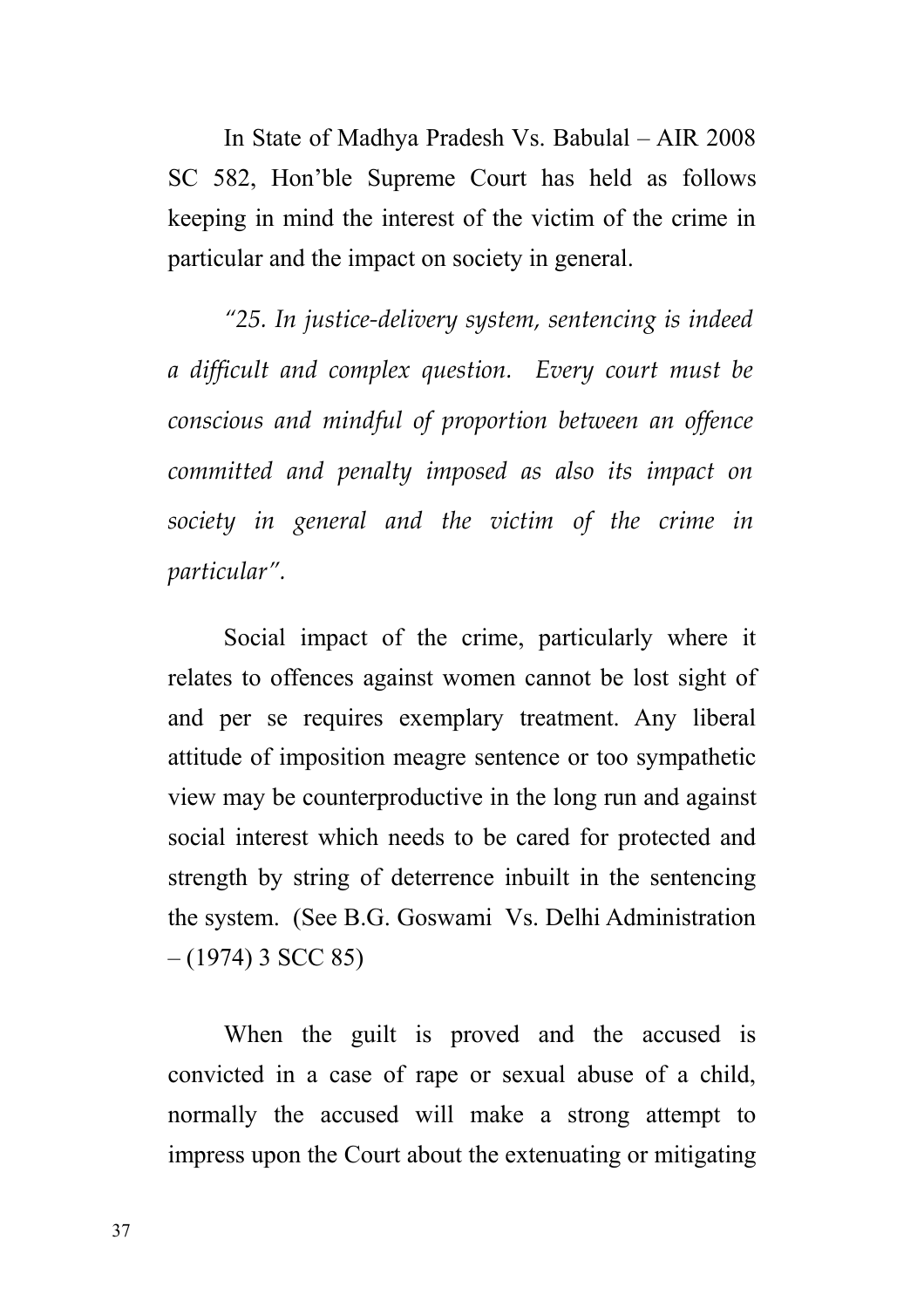In State of Madhya Pradesh Vs. Babulal – AIR 2008 SC 582, Hon'ble Supreme Court has held as follows keeping in mind the interest of the victim of the crime in particular and the impact on society in general.

*"25. In justice-delivery system, sentencing is indeed a difficult and complex question. Every court must be conscious and mindful of proportion between an offence committed and penalty imposed as also its impact on society in general and the victim of the crime in particular".*

Social impact of the crime, particularly where it relates to offences against women cannot be lost sight of and per se requires exemplary treatment. Any liberal attitude of imposition meagre sentence or too sympathetic view may be counterproductive in the long run and against social interest which needs to be cared for protected and strength by string of deterrence inbuilt in the sentencing the system. (See B.G. Goswami Vs. Delhi Administration – (1974) 3 SCC 85)

When the guilt is proved and the accused is convicted in a case of rape or sexual abuse of a child, normally the accused will make a strong attempt to impress upon the Court about the extenuating or mitigating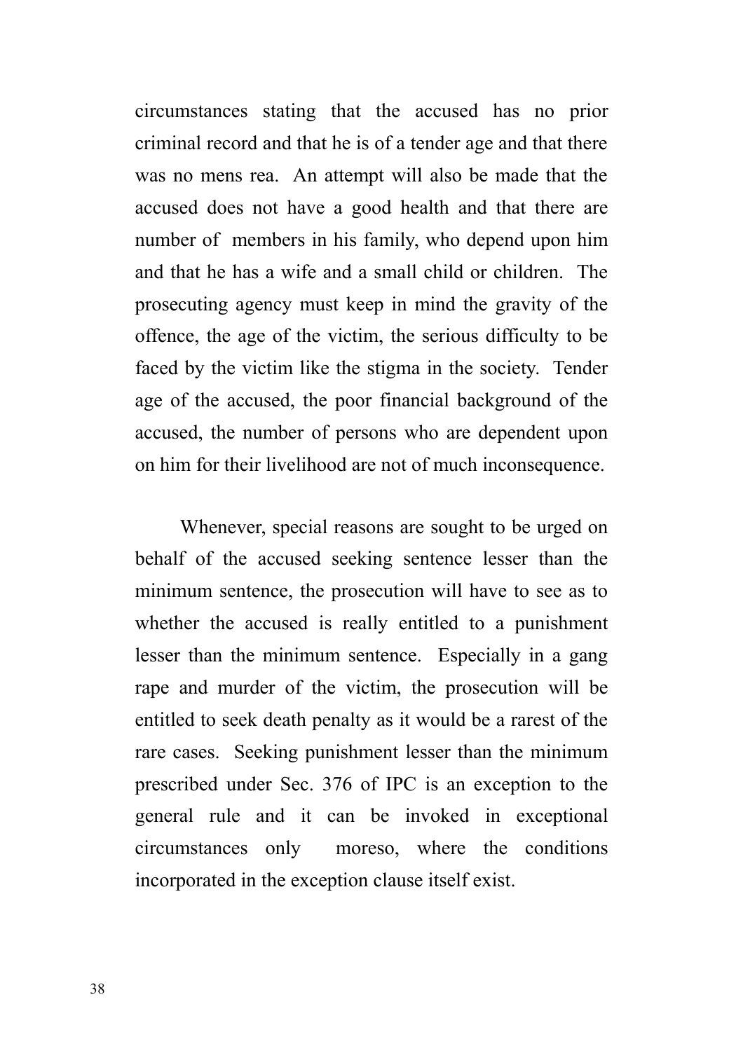circumstances stating that the accused has no prior criminal record and that he is of a tender age and that there was no mens rea. An attempt will also be made that the accused does not have a good health and that there are number of members in his family, who depend upon him and that he has a wife and a small child or children. The prosecuting agency must keep in mind the gravity of the offence, the age of the victim, the serious difficulty to be faced by the victim like the stigma in the society. Tender age of the accused, the poor financial background of the accused, the number of persons who are dependent upon on him for their livelihood are not of much inconsequence.

Whenever, special reasons are sought to be urged on behalf of the accused seeking sentence lesser than the minimum sentence, the prosecution will have to see as to whether the accused is really entitled to a punishment lesser than the minimum sentence. Especially in a gang rape and murder of the victim, the prosecution will be entitled to seek death penalty as it would be a rarest of the rare cases. Seeking punishment lesser than the minimum prescribed under Sec. 376 of IPC is an exception to the general rule and it can be invoked in exceptional circumstances only moreso, where the conditions incorporated in the exception clause itself exist.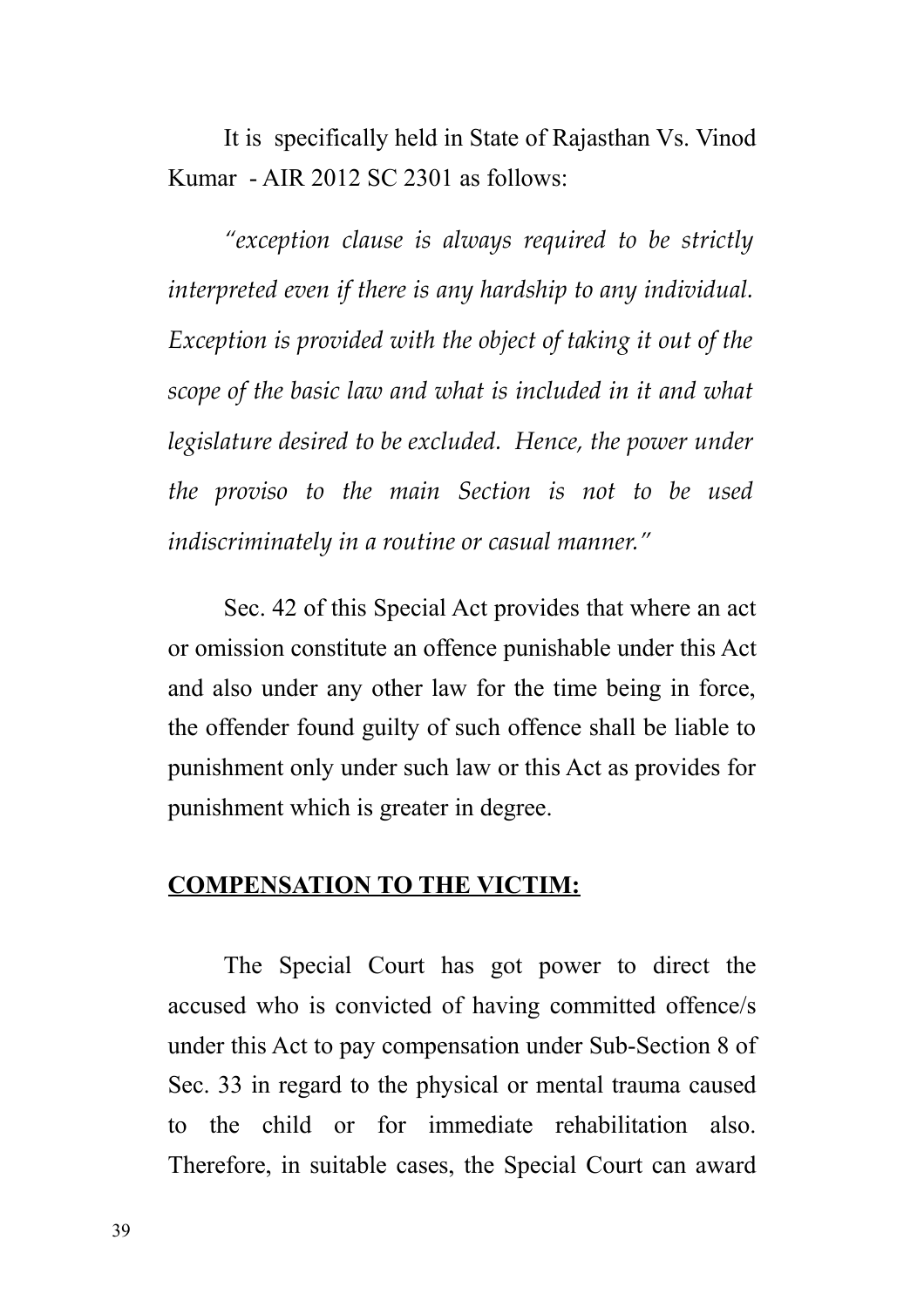It is specifically held in State of Rajasthan Vs. Vinod Kumar - AIR 2012 SC 2301 as follows:

*"exception clause is always required to be strictly interpreted even if there is any hardship to any individual. Exception is provided with the object of taking it out of the scope of the basic law and what is included in it and what legislature desired to be excluded. Hence, the power under the proviso to the main Section is not to be used indiscriminately in a routine or casual manner."*

Sec. 42 of this Special Act provides that where an act or omission constitute an offence punishable under this Act and also under any other law for the time being in force, the offender found guilty of such offence shall be liable to punishment only under such law or this Act as provides for punishment which is greater in degree.

**COMPENSATION TO THE VICTIM:**

The Special Court has got power to direct the accused who is convicted of having committed offence/s under this Act to pay compensation under Sub-Section 8 of Sec. 33 in regard to the physical or mental trauma caused to the child or for immediate rehabilitation also. Therefore, in suitable cases, the Special Court can award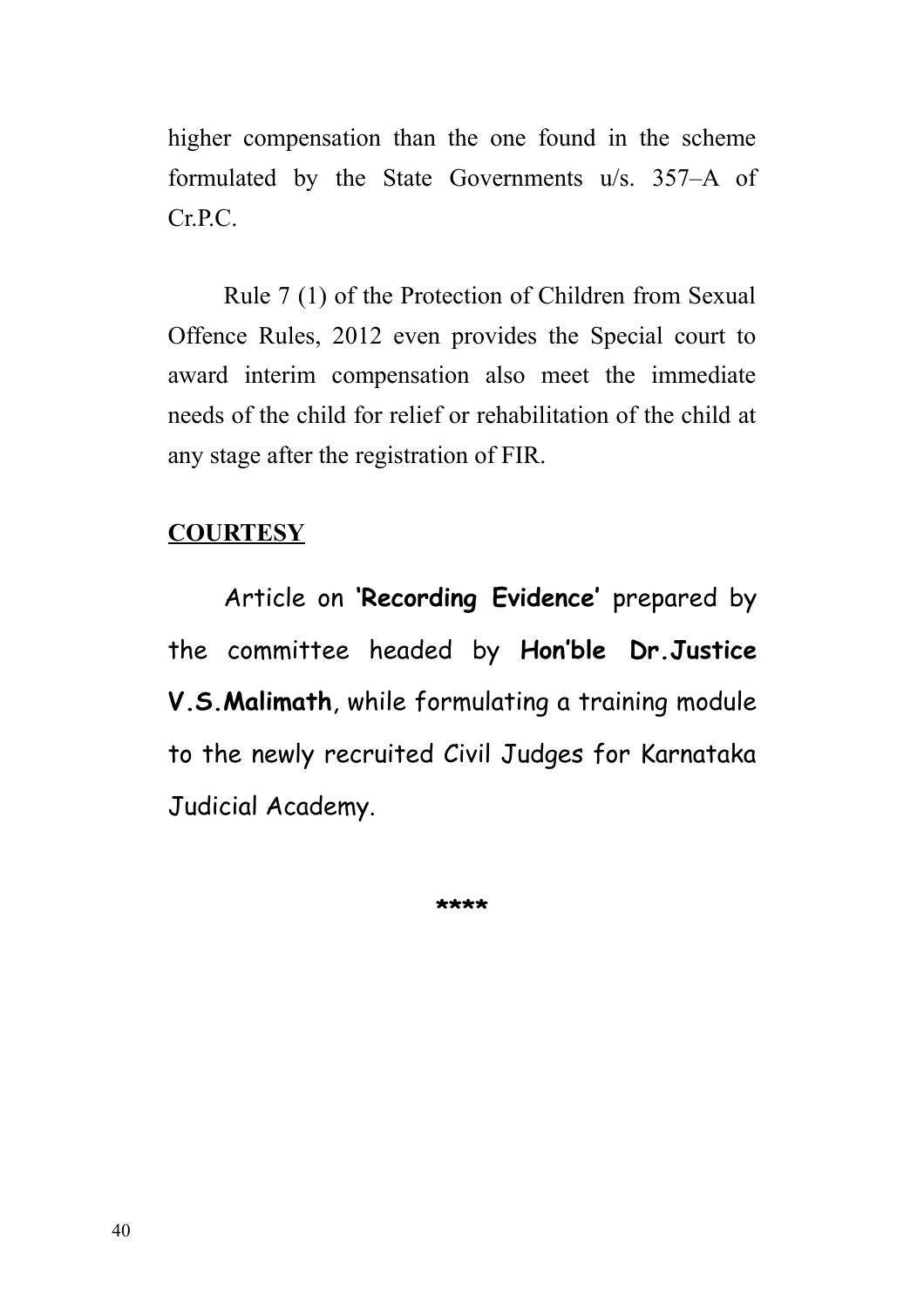higher compensation than the one found in the scheme formulated by the State Governments u/s. 357–A of Cr.P.C.

Rule 7 (1) of the Protection of Children from Sexual Offence Rules, 2012 even provides the Special court to award interim compensation also meet the immediate needs of the child for relief or rehabilitation of the child at any stage after the registration of FIR.

**COURTESY**

Article on **'Recording Evidence'** prepared by the committee headed by **Hon'ble Dr.Justice V.S.Malimath**, while formulating a training module to the newly recruited Civil Judges for Karnataka Judicial Academy.

\*\*\*\*